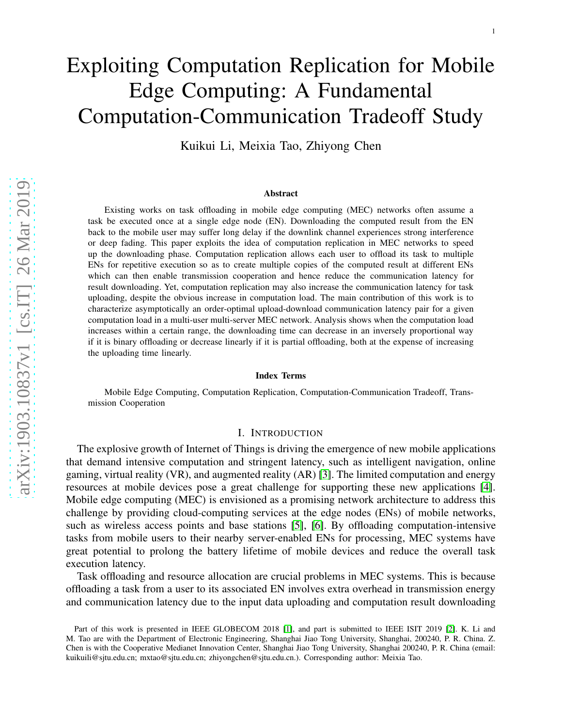# Exploiting Computation Replication for Mobile Edge Computing: A Fundamental Computation-Communication Tradeoff Study

Kuikui Li, Meixia Tao, Zhiyong Chen

## Abstract

Existing works on task offloading in mobile edge computing (MEC) networks often assume a task be executed once at a single edge node (EN). Downloading the computed result from the EN back to the mobile user may suffer long delay if the downlink channel experiences strong interference or deep fading. This paper exploits the idea of computation replication in MEC networks to speed up the downloading phase. Computation replication allows each user to offload its task to multiple ENs for repetitive execution so as to create multiple copies of the computed result at different ENs which can then enable transmission cooperation and hence reduce the communication latency for result downloading. Yet, computation replication may also increase the communication latency for task uploading, despite the obvious increase in computation load. The main contribution of this work is to characterize asymptotically an order-optimal upload-download communication latency pair for a given computation load in a multi-user multi-server MEC network. Analysis shows when the computation load increases within a certain range, the downloading time can decrease in an inversely proportional way if it is binary offloading or decrease linearly if it is partial offloading, both at the expense of increasing the uploading time linearly.

## Index Terms

Mobile Edge Computing, Computation Replication, Computation-Communication Tradeoff, Transmission Cooperation

## I. Introduction

The explosive growth of Internet of Things is driving the emergence of new mobile applications that demand intensive computation and stringent latency, such as intelligent navigation, online gaming, virtual reality (VR), and augmented reality (AR) [3]. The limited computation and energy resources at mobile devices pose a great challenge for supporting these new applications [4]. Mobile edge computing (MEC) is envisioned as a promising network architecture to address this challenge by providing cloud-computing services at the edge nodes (ENs) of mobile networks, such as wireless access points and base stations [5], [6]. By offloading computation-intensive tasks from mobile users to their nearby server-enabled ENs for processing, MEC systems have great potential to prolong the battery lifetime of mobile devices and reduce the overall task execution latency.

Task offloading and resource allocation are crucial problems in MEC systems. This is because offloading a task from a user to its associated EN involves extra overhead in transmission energy and communication latency due to the input data uploading and computation result downloading

Part of this work is presented in IEEE GLOBECOM 2018 [1], and part is submitted to IEEE ISIT 2019 [2]. K. Li and M. Tao are with the Department of Electronic Engineering, Shanghai Jiao Tong University, Shanghai, 200240, P. R. China. Z. Chen is with the Cooperative Medianet Innovation Center, Shanghai Jiao Tong University, Shanghai 200240, P. R. China (email: kuikuili@sjtu.edu.cn; mxtao@sjtu.edu.cn; zhiyongchen@sjtu.edu.cn.). Corresponding author: Meixia Tao.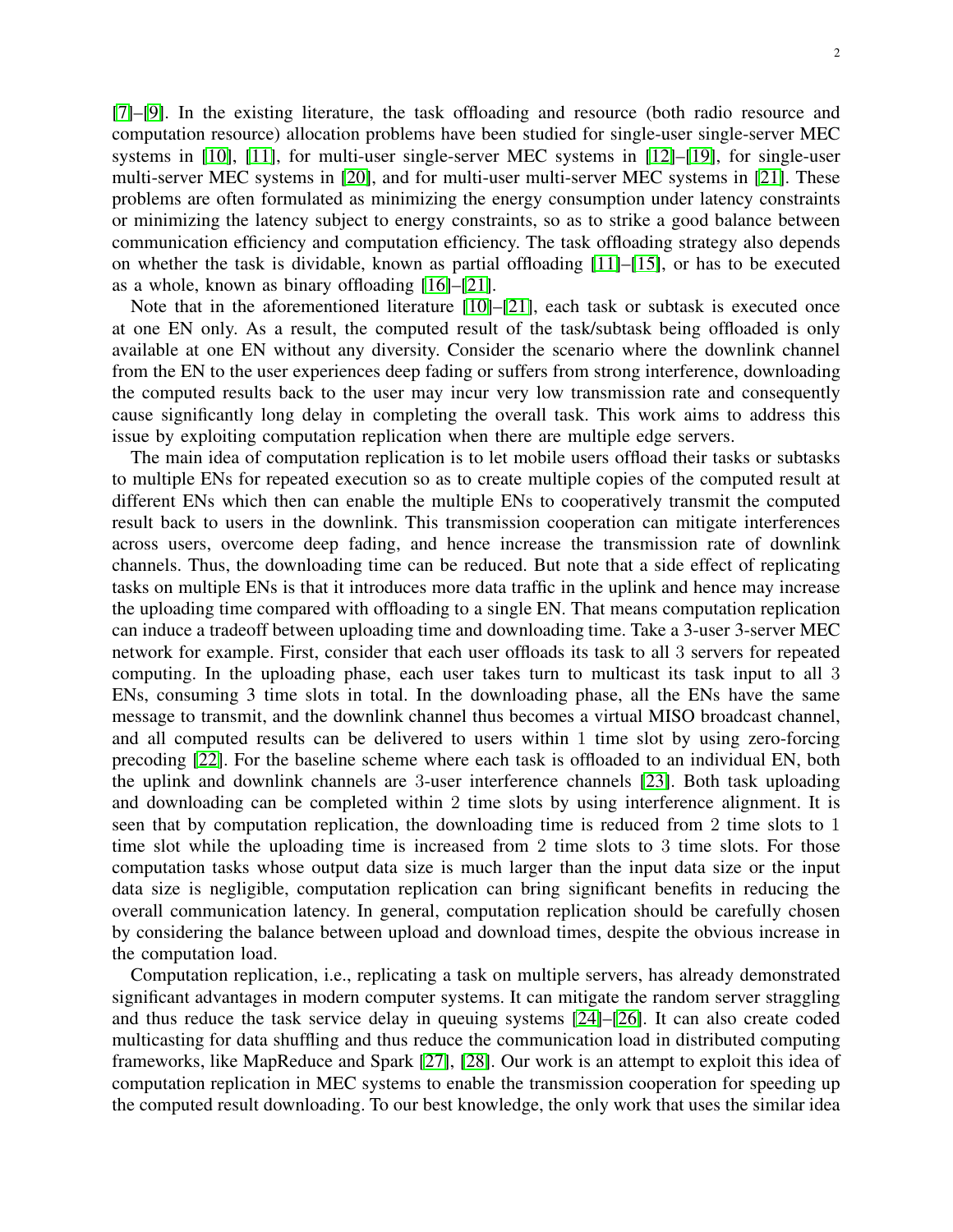[7]–[9]. In the existing literature, the task offloading and resource (both radio resource and computation resource) allocation problems have been studied for single-user single-server MEC systems in [10], [11], for multi-user single-server MEC systems in [12]–[19], for single-user multi-server MEC systems in [20], and for multi-user multi-server MEC systems in [21]. These problems are often formulated as minimizing the energy consumption under latency constraints or minimizing the latency subject to energy constraints, so as to strike a good balance between communication efficiency and computation efficiency. The task offloading strategy also depends on whether the task is dividable, known as partial offloading [11]–[15], or has to be executed as a whole, known as binary offloading [16]–[21].

Note that in the aforementioned literature [10]–[21], each task or subtask is executed once at one EN only. As a result, the computed result of the task/subtask being offloaded is only available at one EN without any diversity. Consider the scenario where the downlink channel from the EN to the user experiences deep fading or suffers from strong interference, downloading the computed results back to the user may incur very low transmission rate and consequently cause significantly long delay in completing the overall task. This work aims to address this issue by exploiting computation replication when there are multiple edge servers.

The main idea of computation replication is to let mobile users offload their tasks or subtasks to multiple ENs for repeated execution so as to create multiple copies of the computed result at different ENs which then can enable the multiple ENs to cooperatively transmit the computed result back to users in the downlink. This transmission cooperation can mitigate interferences across users, overcome deep fading, and hence increase the transmission rate of downlink channels. Thus, the downloading time can be reduced. But note that a side effect of replicating tasks on multiple ENs is that it introduces more data traffic in the uplink and hence may increase the uploading time compared with offloading to a single EN. That means computation replication can induce a tradeoff between uploading time and downloading time. Take a 3-user 3-server MEC network for example. First, consider that each user offloads its task to all 3 servers for repeated computing. In the uploading phase, each user takes turn to multicast its task input to all 3 ENs, consuming 3 time slots in total. In the downloading phase, all the ENs have the same message to transmit, and the downlink channel thus becomes a virtual MISO broadcast channel, and all computed results can be delivered to users within 1 time slot by using zero-forcing precoding [22]. For the baseline scheme where each task is offloaded to an individual EN, both the uplink and downlink channels are 3-user interference channels [23]. Both task uploading and downloading can be completed within 2 time slots by using interference alignment. It is seen that by computation replication, the downloading time is reduced from 2 time slots to 1 time slot while the uploading time is increased from 2 time slots to 3 time slots. For those computation tasks whose output data size is much larger than the input data size or the input data size is negligible, computation replication can bring significant benefits in reducing the overall communication latency. In general, computation replication should be carefully chosen by considering the balance between upload and download times, despite the obvious increase in the computation load.

Computation replication, i.e., replicating a task on multiple servers, has already demonstrated significant advantages in modern computer systems. It can mitigate the random server straggling and thus reduce the task service delay in queuing systems [24]–[26]. It can also create coded multicasting for data shuffling and thus reduce the communication load in distributed computing frameworks, like MapReduce and Spark [27], [28]. Our work is an attempt to exploit this idea of computation replication in MEC systems to enable the transmission cooperation for speeding up the computed result downloading. To our best knowledge, the only work that uses the similar idea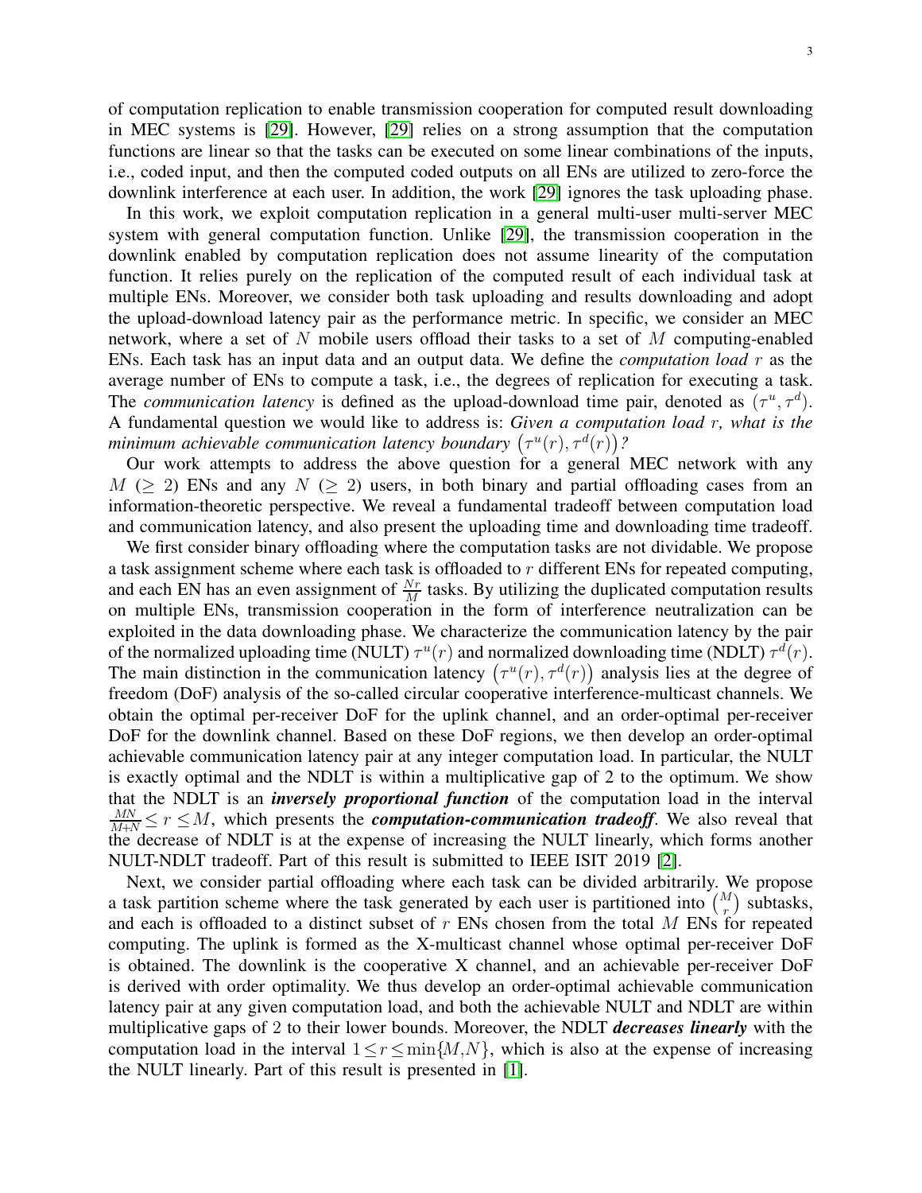of computation replication to enable transmission cooperation for computed result downloading in MEC systems is [29]. However, [29] relies on a strong assumption that the computation functions are linear so that the tasks can be executed on some linear combinations of the inputs, i.e., coded input, and then the computed coded outputs on all ENs are utilized to zero-force the downlink interference at each user. In addition, the work [29] ignores the task uploading phase.

In this work, we exploit computation replication in a general multi-user multi-server MEC system with general computation function. Unlike [29], the transmission cooperation in the downlink enabled by computation replication does not assume linearity of the computation function. It relies purely on the replication of the computed result of each individual task at multiple ENs. Moreover, we consider both task uploading and results downloading and adopt the upload-download latency pair as the performance metric. In specific, we consider an MEC network, where a set of $N$ mobile users offload their tasks to a set of $M$ computing-enabled ENs. Each task has an input data and an output data. We define the *computation load* $r$ as the average number of ENs to compute a task, i.e., the degrees of replication for executing a task. The *communication latency* is defined as the upload-download time pair, denoted as $(\tau^u, \tau^d)$. A fundamental question we would like to address is: *Given a computation load* $r$*, what is the minimum achievable communication latency boundary* $\left(\tau^u(r), \tau^d(r)\right)$*?*

Our work attempts to address the above question for a general MEC network with any $M$ $(\geq 2)$ ENs and any $N$ $(\geq 2)$ users, in both binary and partial offloading cases from an information-theoretic perspective. We reveal a fundamental tradeoff between computation load and communication latency, and also present the uploading time and downloading time tradeoff.

We first consider binary offloading where the computation tasks are not dividable. We propose a task assignment scheme where each task is offloaded to $r$ different ENs for repeated computing, and each EN has an even assignment of $\frac{Nr}{M}$ tasks. By utilizing the duplicated computation results on multiple ENs, transmission cooperation in the form of interference neutralization can be exploited in the data downloading phase. We characterize the communication latency by the pair of the normalized uploading time (NULT) $\tau^u(r)$ and normalized downloading time (NDLT) $\tau^d(r)$. The main distinction in the communication latency $\left(\tau^u(r), \tau^d(r)\right)$ analysis lies at the degree of freedom (DoF) analysis of the so-called circular cooperative interference-multicast channels. We obtain the optimal per-receiver DoF for the uplink channel, and an order-optimal per-receiver DoF for the downlink channel. Based on these DoF regions, we then develop an order-optimal achievable communication latency pair at any integer computation load. In particular, the NULT is exactly optimal and the NDLT is within a multiplicative gap of 2 to the optimum. We show that the NDLT is an ***inversely proportional function*** of the computation load in the interval $\frac{MN}{M+N} \leq r \leq M$, which presents the ***computation-communication tradeoff***. We also reveal that the decrease of NDLT is at the expense of increasing the NULT linearly, which forms another NULT-NDLT tradeoff. Part of this result is submitted to IEEE ISIT 2019 [2].

Next, we consider partial offloading where each task can be divided arbitrarily. We propose a task partition scheme where the task generated by each user is partitioned into $\binom{M}{r}$ subtasks, and each is offloaded to a distinct subset of $r$ ENs chosen from the total $M$ ENs for repeated computing. The uplink is formed as the X-multicast channel whose optimal per-receiver DoF is obtained. The downlink is the cooperative X channel, and an achievable per-receiver DoF is derived with order optimality. We thus develop an order-optimal achievable communication latency pair at any given computation load, and both the achievable NULT and NDLT are within multiplicative gaps of 2 to their lower bounds. Moreover, the NDLT ***decreases linearly*** with the computation load in the interval $1 \leq r \leq \min\{M, N\}$, which is also at the expense of increasing the NULT linearly. Part of this result is presented in [1].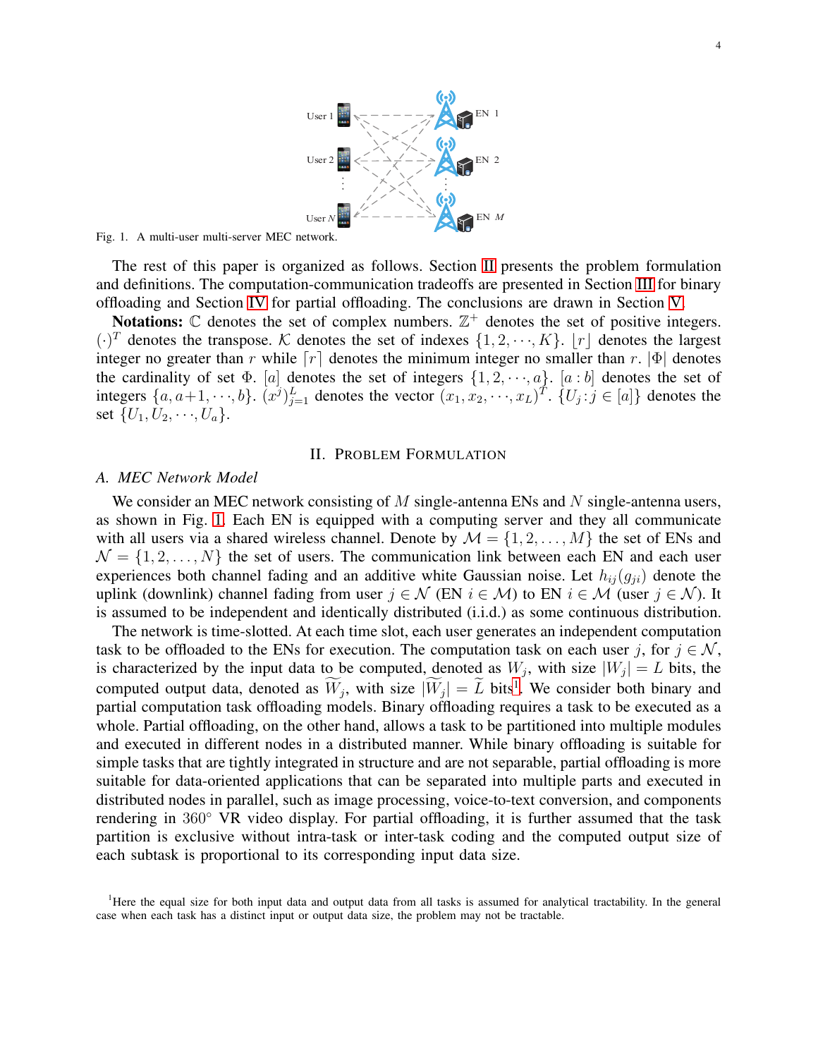Fig. 1. A multi-user multi-server MEC network.

The rest of this paper is organized as follows. Section II presents the problem formulation and definitions. The computation-communication tradeoffs are presented in Section III for binary offloading and Section IV for partial offloading. The conclusions are drawn in Section V.

**Notations:** $\mathbb{C}$ denotes the set of complex numbers. $\mathbb{Z}^+$ denotes the set of positive integers. $(\cdot)^T$ denotes the transpose. $\mathcal{K}$ denotes the set of indexes $\{1, 2, \cdots, K\}$. $\lfloor r \rfloor$ denotes the largest integer no greater than $r$ while $\lceil r \rceil$ denotes the minimum integer no smaller than $r$. $|\Phi|$ denotes the cardinality of set $\Phi$. $[a]$ denotes the set of integers $\{1, 2, \cdots, a\}$. $[a : b]$ denotes the set of integers $\{a, a+1, \cdots, b\}$. $(x^j)_{j=1}^L$ denotes the vector $(x_1, x_2, \cdots, x_L)^T$. $\{U_j : j \in [a]\}$ denotes the set $\{U_1, U_2, \cdots, U_a\}$.

## II. Problem Formulation

### A. MEC Network Model

We consider an MEC network consisting of $M$ single-antenna ENs and $N$ single-antenna users, as shown in Fig. 1. Each EN is equipped with a computing server and they all communicate with all users via a shared wireless channel. Denote by $\mathcal{M} = \{1, 2, \ldots, M\}$ the set of ENs and $\mathcal{N} = \{1, 2, \ldots, N\}$ the set of users. The communication link between each EN and each user experiences both channel fading and an additive white Gaussian noise. Let $h_{ij}(g_{ji})$ denote the uplink (downlink) channel fading from user $j \in \mathcal{N}$ (EN $i \in \mathcal{M}$) to EN $i \in \mathcal{M}$ (user $j \in \mathcal{N}$). It is assumed to be independent and identically distributed (i.i.d.) as some continuous distribution.

The network is time-slotted. At each time slot, each user generates an independent computation task to be offloaded to the ENs for execution. The computation task on each user $j$, for $j \in \mathcal{N}$, is characterized by the input data to be computed, denoted as $W_j$, with size $|W_j| = L$ bits, the computed output data, denoted as $\widetilde{W}_j$, with size $|\widetilde{W}_j| = \widetilde{L}$ bits[1]. We consider both binary and partial computation task offloading models. Binary offloading requires a task to be executed as a whole. Partial offloading, on the other hand, allows a task to be partitioned into multiple modules and executed in different nodes in a distributed manner. While binary offloading is suitable for simple tasks that are tightly integrated in structure and are not separable, partial offloading is more suitable for data-oriented applications that can be separated into multiple parts and executed in distributed nodes in parallel, such as image processing, voice-to-text conversion, and components rendering in $360^\circ$ VR video display. For partial offloading, it is further assumed that the task partition is exclusive without intra-task or inter-task coding and the computed output size of each subtask is proportional to its corresponding input data size.

[1] Here the equal size for both input data and output data from all tasks is assumed for analytical tractability. In the general case when each task has a distinct input or output data size, the problem may not be tractable.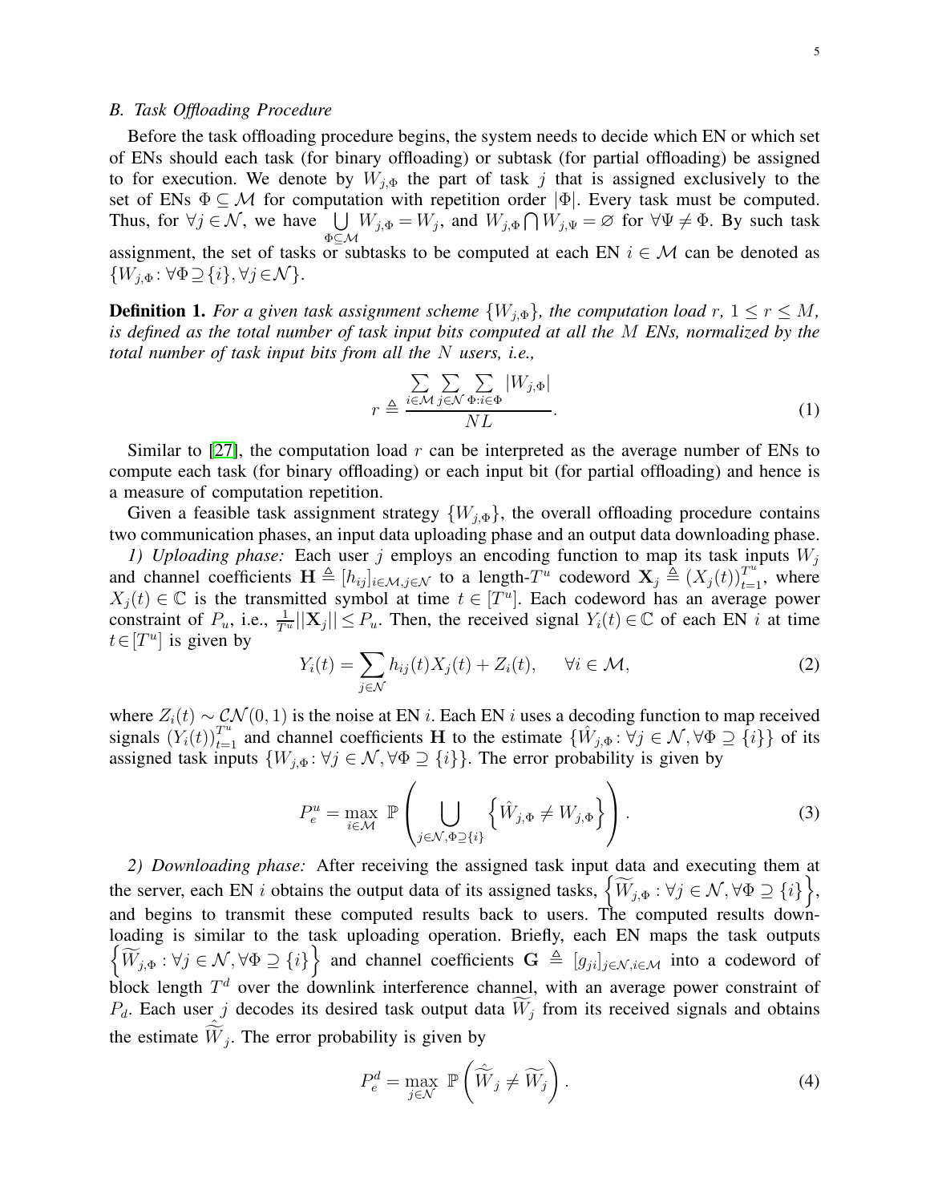### B. Task Offloading Procedure

Before the task offloading procedure begins, the system needs to decide which EN or which set of ENs should each task (for binary offloading) or subtask (for partial offloading) be assigned to for execution. We denote by $W_{j,\Phi}$ the part of task $j$ that is assigned exclusively to the set of ENs $\Phi \subseteq \mathcal{M}$ for computation with repetition order $|\Phi|$. Every task must be computed. Thus, for $\forall j \in \mathcal{N}$, we have $\bigcup_{\Phi \subseteq \mathcal{M}} W_{j,\Phi} = W_j$, and $W_{j,\Phi} \bigcap W_{j,\Psi} = \varnothing$ for $\forall \Psi \neq \Phi$. By such task assignment, the set of tasks or subtasks to be computed at each EN $i \in \mathcal{M}$ can be denoted as $\{W_{j,\Phi} : \forall \Phi \supseteq \{i\}, \forall j \in \mathcal{N}\}$.

**Definition 1.** *For a given task assignment scheme $\{W_{j,\Phi}\}$, the computation load $r$, $1 \leq r \leq M$, is defined as the total number of task input bits computed at all the $M$ ENs, normalized by the total number of task input bits from all the $N$ users, i.e.,*

$$r \triangleq \frac{\sum_{i \in \mathcal{M}} \sum_{j \in \mathcal{N}} \sum_{\Phi : i \in \Phi} |W_{j,\Phi}|}{NL}. \tag{1}$$

Similar to [27], the computation load $r$ can be interpreted as the average number of ENs to compute each task (for binary offloading) or each input bit (for partial offloading) and hence is a measure of computation repetition.

Given a feasible task assignment strategy $\{W_{j,\Phi}\}$, the overall offloading procedure contains two communication phases, an input data uploading phase and an output data downloading phase.

*1) Uploading phase:* Each user $j$ employs an encoding function to map its task inputs $W_j$ and channel coefficients $\mathbf{H} \triangleq [h_{ij}]_{i \in \mathcal{M}, j \in \mathcal{N}}$ to a length-$T^u$ codeword $\mathbf{X}_j \triangleq (X_j(t))_{t=1}^{T^u}$, where $X_j(t) \in \mathbb{C}$ is the transmitted symbol at time $t \in [T^u]$. Each codeword has an average power constraint of $P_u$, i.e., $\frac{1}{T^u}||\mathbf{X}_j|| \leq P_u$. Then, the received signal $Y_i(t) \in \mathbb{C}$ of each EN $i$ at time $t \in [T^u]$ is given by

$$Y_i(t) = \sum_{j \in \mathcal{N}} h_{ij}(t) X_j(t) + Z_i(t), \qquad \forall i \in \mathcal{M}, \tag{2}$$

where $Z_i(t) \sim \mathcal{CN}(0,1)$ is the noise at EN $i$. Each EN $i$ uses a decoding function to map received signals $(Y_i(t))_{t=1}^{T^u}$ and channel coefficients $\mathbf{H}$ to the estimate $\{\hat{W}_{j,\Phi} : \forall j \in \mathcal{N}, \forall \Phi \supseteq \{i\}\}$ of its assigned task inputs $\{W_{j,\Phi} : \forall j \in \mathcal{N}, \forall \Phi \supseteq \{i\}\}$. The error probability is given by

$$P_e^u = \max_{i \in \mathcal{M}} \mathbb{P}\left( \bigcup_{j \in \mathcal{N}, \Phi \supseteq \{i\}} \left\{ \hat{W}_{j,\Phi} \neq W_{j,\Phi} \right\} \right). \tag{3}$$

*2) Downloading phase:* After receiving the assigned task input data and executing them at the server, each EN $i$ obtains the output data of its assigned tasks, $\left\{ \widetilde{W}_{j,\Phi} : \forall j \in \mathcal{N}, \forall \Phi \supseteq \{i\} \right\}$, and begins to transmit these computed results back to users. The computed results downloading is similar to the task uploading operation. Briefly, each EN maps the task outputs $\left\{ \widetilde{W}_{j,\Phi} : \forall j \in \mathcal{N}, \forall \Phi \supseteq \{i\} \right\}$ and channel coefficients $\mathbf{G} \triangleq [g_{ji}]_{j \in \mathcal{N}, i \in \mathcal{M}}$ into a codeword of block length $T^d$ over the downlink interference channel, with an average power constraint of $P_d$. Each user $j$ decodes its desired task output data $\widetilde{W}_j$ from its received signals and obtains the estimate $\hat{\widetilde{W}}_j$. The error probability is given by

$$P_e^d = \max_{j \in \mathcal{N}} \mathbb{P}\left( \hat{\widetilde{W}}_j \neq \widetilde{W}_j \right). \tag{4}$$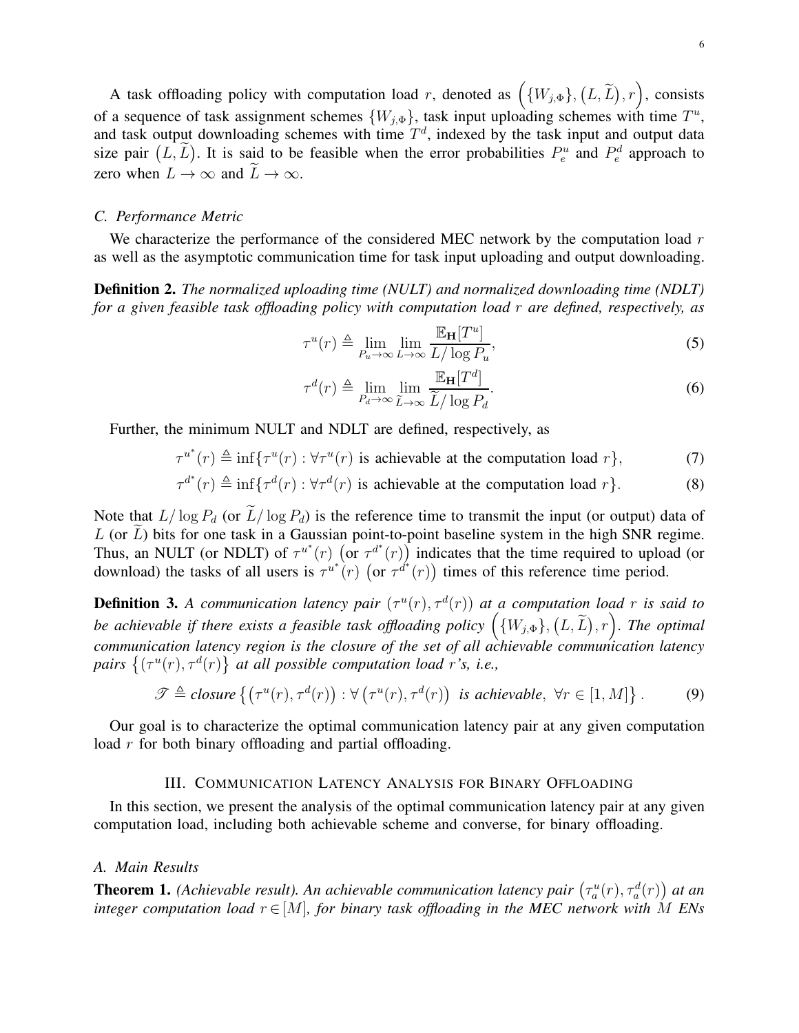A task offloading policy with computation load $r$, denoted as $\left(\{W_{j,\Phi}\},\left(L,\widetilde{L}\right),r\right)$, consists of a sequence of task assignment schemes $\{W_{j,\Phi}\}$, task input uploading schemes with time $T^u$, and task output downloading schemes with time $T^d$, indexed by the task input and output data size pair $\left(L,\widetilde{L}\right)$. It is said to be feasible when the error probabilities $P_e^u$ and $P_e^d$ approach to zero when $L\to\infty$ and $\widetilde{L}\to\infty$.

### C. Performance Metric

We characterize the performance of the considered MEC network by the computation load $r$ as well as the asymptotic communication time for task input uploading and output downloading.

**Definition 2.** *The normalized uploading time (NULT) and normalized downloading time (NDLT) for a given feasible task offloading policy with computation load $r$ are defined, respectively, as*

$$\tau^u(r) \triangleq \lim_{P_u\to\infty}\lim_{L\to\infty}\frac{\mathbb{E}_{\mathbf{H}}[T^u]}{L/\log P_u}, \tag{5}$$

$$\tau^d(r) \triangleq \lim_{P_d\to\infty}\lim_{\widetilde{L}\to\infty}\frac{\mathbb{E}_{\mathbf{H}}[T^d]}{\widetilde{L}/\log P_d}. \tag{6}$$

Further, the minimum NULT and NDLT are defined, respectively, as

$$\tau^{u^*}(r) \triangleq \inf\{\tau^u(r) : \forall\tau^u(r) \text{ is achievable at the computation load } r\}, \tag{7}$$

$$\tau^{d^*}(r) \triangleq \inf\{\tau^d(r) : \forall\tau^d(r) \text{ is achievable at the computation load } r\}. \tag{8}$$

Note that $L/\log P_d$ (or $\widetilde{L}/\log P_d$) is the reference time to transmit the input (or output) data of $L$ (or $\widetilde{L}$) bits for one task in a Gaussian point-to-point baseline system in the high SNR regime. Thus, an NULT (or NDLT) of $\tau^{u^*}(r)$ $\left(\text{or } \tau^{d^*}(r)\right)$ indicates that the time required to upload (or download) the tasks of all users is $\tau^{u^*}(r)$ $\left(\text{or } \tau^{d^*}(r)\right)$ times of this reference time period.

**Definition 3.** *A communication latency pair $(\tau^u(r),\tau^d(r))$ at a computation load $r$ is said to be achievable if there exists a feasible task offloading policy $\left(\{W_{j,\Phi}\},\left(L,\widetilde{L}\right),r\right)$. The optimal communication latency region is the closure of the set of all achievable communication latency pairs $\left\{(\tau^u(r),\tau^d(r)\right\}$ at all possible computation load $r$'s, i.e.,*

$$\mathscr{T} \triangleq \textit{closure}\left\{\left(\tau^u(r),\tau^d(r)\right) : \forall\left(\tau^u(r),\tau^d(r)\right) \textit{ is achievable},\ \forall r\in[1,M]\right\}. \tag{9}$$

Our goal is to characterize the optimal communication latency pair at any given computation load $r$ for both binary offloading and partial offloading.

## III. Communication Latency Analysis for Binary Offloading

In this section, we present the analysis of the optimal communication latency pair at any given computation load, including both achievable scheme and converse, for binary offloading.

### A. Main Results

**Theorem 1.** *(Achievable result). An achievable communication latency pair $\left(\tau_a^u(r),\tau_a^d(r)\right)$ at an integer computation load $r\in[M]$, for binary task offloading in the MEC network with $M$ ENs*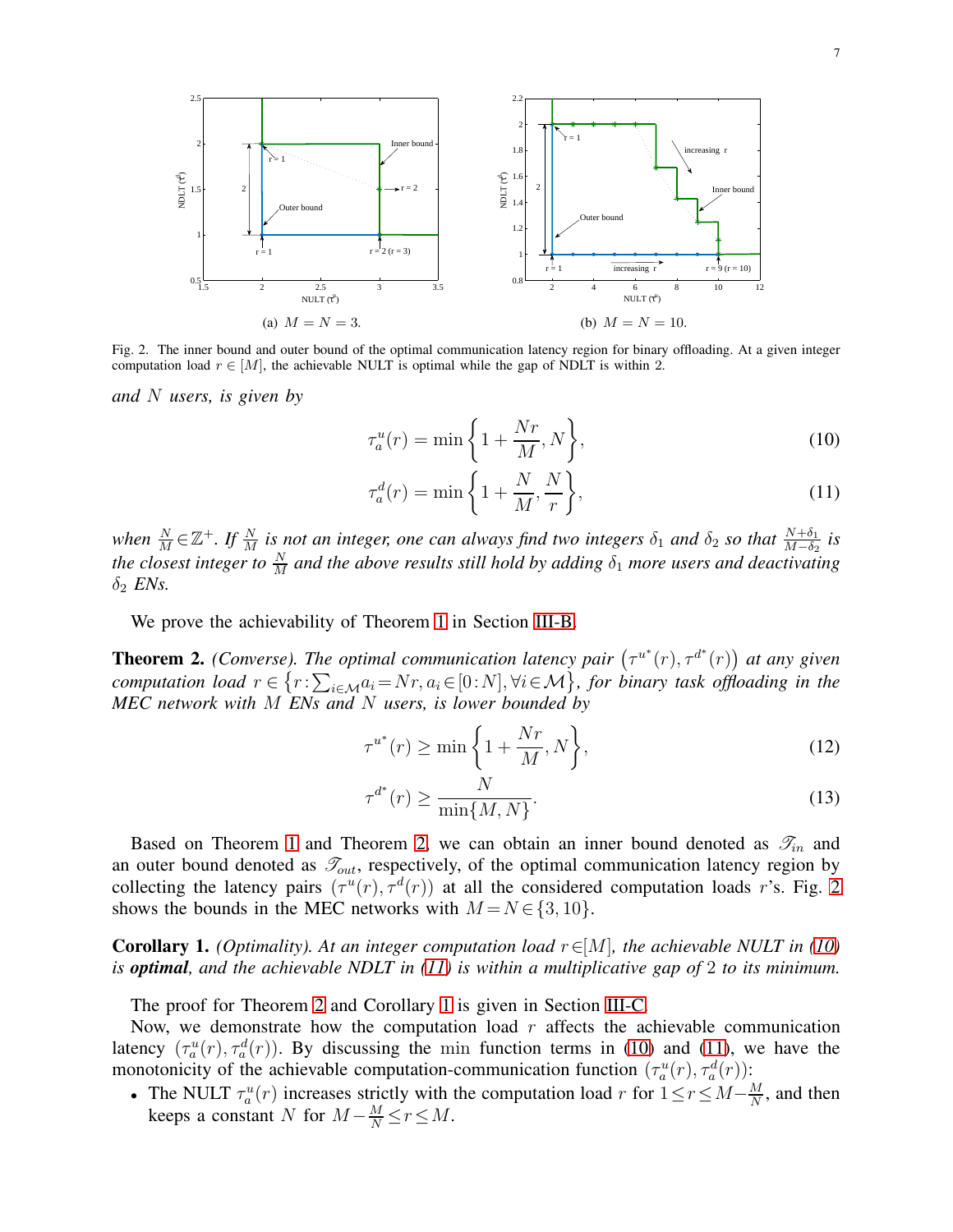(a) $M=N=3$.

(b) $M=N=10$.

Fig. 2. The inner bound and outer bound of the optimal communication latency region for binary offloading. At a given integer computation load $r \in [M]$, the achievable NULT is optimal while the gap of NDLT is within 2.

*and $N$ users, is given by*

$$\tau_a^u(r) = \min\left\{1+\frac{Nr}{M}, N\right\}, \tag{10}$$

$$\tau_a^d(r) = \min\left\{1+\frac{N}{M}, \frac{N}{r}\right\}, \tag{11}$$

*when $\frac{N}{M}\in\mathbb{Z}^+$. If $\frac{N}{M}$ is not an integer, one can always find two integers $\delta_1$ and $\delta_2$ so that $\frac{N+\delta_1}{M-\delta_2}$ is the closest integer to $\frac{N}{M}$ and the above results still hold by adding $\delta_1$ more users and deactivating $\delta_2$ ENs.*

We prove the achievability of Theorem 1 in Section III-B.

**Theorem 2.** *(Converse). The optimal communication latency pair $\left(\tau^{u^*}(r), \tau^{d^*}(r)\right)$ at any given computation load $r \in \left\{r : \sum_{i\in\mathcal{M}} a_i = Nr, a_i \in [0:N], \forall i \in \mathcal{M}\right\}$, for binary task offloading in the MEC network with $M$ ENs and $N$ users, is lower bounded by*

$$\tau^{u^*}(r) \geq \min\left\{1+\frac{Nr}{M}, N\right\}, \tag{12}$$

$$\tau^{d^*}(r) \geq \frac{N}{\min\{M,N\}}. \tag{13}$$

Based on Theorem 1 and Theorem 2, we can obtain an inner bound denoted as $\mathscr{T}_{in}$ and an outer bound denoted as $\mathscr{T}_{out}$, respectively, of the optimal communication latency region by collecting the latency pairs $(\tau^u(r), \tau^d(r))$ at all the considered computation loads $r$'s. Fig. 2 shows the bounds in the MEC networks with $M=N\in\{3,10\}$.

**Corollary 1.** *(Optimality). At an integer computation load $r\in[M]$, the achievable NULT in (10) is **optimal**, and the achievable NDLT in (11) is within a multiplicative gap of 2 to its minimum.*

The proof for Theorem 2 and Corollary 1 is given in Section III-C.

Now, we demonstrate how the computation load $r$ affects the achievable communication latency $(\tau_a^u(r), \tau_a^d(r))$. By discussing the min function terms in (10) and (11), we have the monotonicity of the achievable computation-communication function $(\tau_a^u(r), \tau_a^d(r))$:

- The NULT $\tau_a^u(r)$ increases strictly with the computation load $r$ for $1\leq r\leq M-\frac{M}{N}$, and then keeps a constant $N$ for $M-\frac{M}{N}\leq r\leq M$.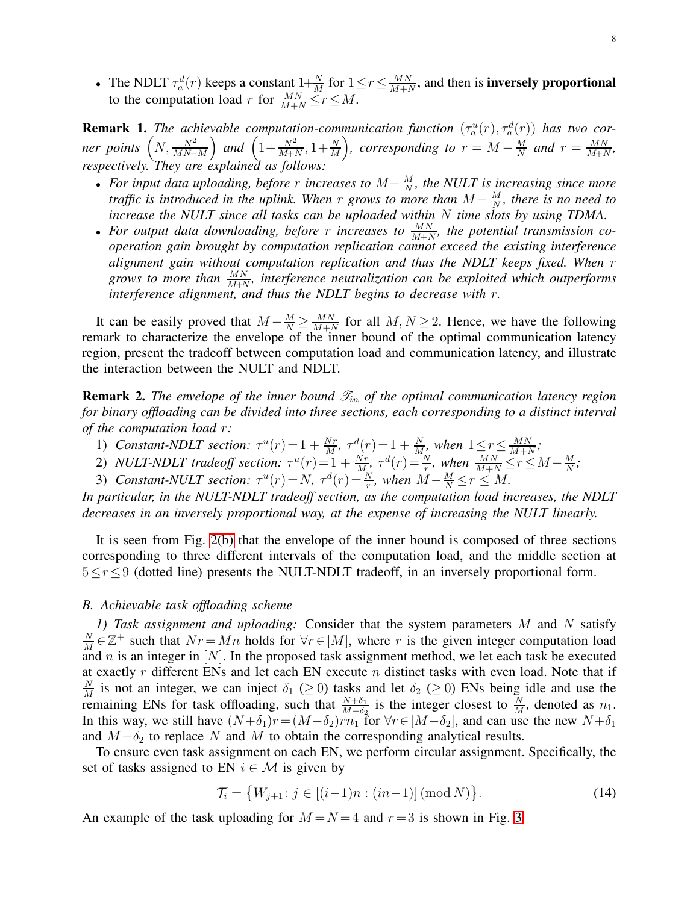- The NDLT $\tau_a^d(r)$ keeps a constant $1+\frac{N}{M}$ for $1 \leq r \leq \frac{MN}{M+N}$, and then is **inversely proportional** to the computation load $r$ for $\frac{MN}{M+N} \leq r \leq M$.

**Remark 1.** *The achievable computation-communication function $(\tau_a^u(r), \tau_a^d(r))$ has two corner points $\left(N, \frac{N^2}{MN-M}\right)$ and $\left(1+\frac{N^2}{M+N}, 1+\frac{N}{M}\right)$, corresponding to $r = M - \frac{M}{N}$ and $r = \frac{MN}{M+N}$, respectively. They are explained as follows:*

- *For input data uploading, before $r$ increases to $M - \frac{M}{N}$, the NULT is increasing since more traffic is introduced in the uplink. When $r$ grows to more than $M - \frac{M}{N}$, there is no need to increase the NULT since all tasks can be uploaded within $N$ time slots by using TDMA.*
- *For output data downloading, before $r$ increases to $\frac{MN}{M+N}$, the potential transmission cooperation gain brought by computation replication cannot exceed the existing interference alignment gain without computation replication and thus the NDLT keeps fixed. When $r$ grows to more than $\frac{MN}{M+N}$, interference neutralization can be exploited which outperforms interference alignment, and thus the NDLT begins to decrease with $r$.*

It can be easily proved that $M - \frac{M}{N} \geq \frac{MN}{M+N}$ for all $M, N \geq 2$. Hence, we have the following remark to characterize the envelope of the inner bound of the optimal communication latency region, present the tradeoff between computation load and communication latency, and illustrate the interaction between the NULT and NDLT.

**Remark 2.** *The envelope of the inner bound $\mathcal{T}_{in}$ of the optimal communication latency region for binary offloading can be divided into three sections, each corresponding to a distinct interval of the computation load $r$:*

1) *Constant-NDLT section: $\tau^u(r) = 1 + \frac{Nr}{M}$, $\tau^d(r) = 1 + \frac{N}{M}$, when $1 \leq r \leq \frac{MN}{M+N}$;*
2) *NULT-NDLT tradeoff section: $\tau^u(r) = 1 + \frac{Nr}{M}$, $\tau^d(r) = \frac{N}{r}$, when $\frac{MN}{M+N} \leq r \leq M - \frac{M}{N}$;*
3) *Constant-NULT section: $\tau^u(r) = N$, $\tau^d(r) = \frac{N}{r}$, when $M - \frac{M}{N} \leq r \leq M$.*

*In particular, in the NULT-NDLT tradeoff section, as the computation load increases, the NDLT decreases in an inversely proportional way, at the expense of increasing the NULT linearly.*

It is seen from Fig. 2(b) that the envelope of the inner bound is composed of three sections corresponding to three different intervals of the computation load, and the middle section at $5 \leq r \leq 9$ (dotted line) presents the NULT-NDLT tradeoff, in an inversely proportional form.

### *B. Achievable task offloading scheme*

*1) Task assignment and uploading:* Consider that the system parameters $M$ and $N$ satisfy $\frac{N}{M} \in \mathbb{Z}^+$ such that $Nr = Mn$ holds for $\forall r \in [M]$, where $r$ is the given integer computation load and $n$ is an integer in $[N]$. In the proposed task assignment method, we let each task be executed at exactly $r$ different ENs and let each EN execute $n$ distinct tasks with even load. Note that if $\frac{N}{M}$ is not an integer, we can inject $\delta_1$ $(\geq 0)$ tasks and let $\delta_2$ $(\geq 0)$ ENs being idle and use the remaining ENs for task offloading, such that $\frac{N+\delta_1}{M-\delta_2}$ is the integer closest to $\frac{N}{M}$, denoted as $n_1$. In this way, we still have $(N+\delta_1)r = (M-\delta_2)rn_1$ for $\forall r \in [M-\delta_2]$, and can use the new $N+\delta_1$ and $M-\delta_2$ to replace $N$ and $M$ to obtain the corresponding analytical results.

To ensure even task assignment on each EN, we perform circular assignment. Specifically, the set of tasks assigned to EN $i \in \mathcal{M}$ is given by

$$\mathcal{T}_i = \left\{ W_{j+1} : j \in [(i-1)n : (in-1)] \,(\mathrm{mod}\, N) \right\}. \tag{14}$$

An example of the task uploading for $M = N = 4$ and $r = 3$ is shown in Fig. 3.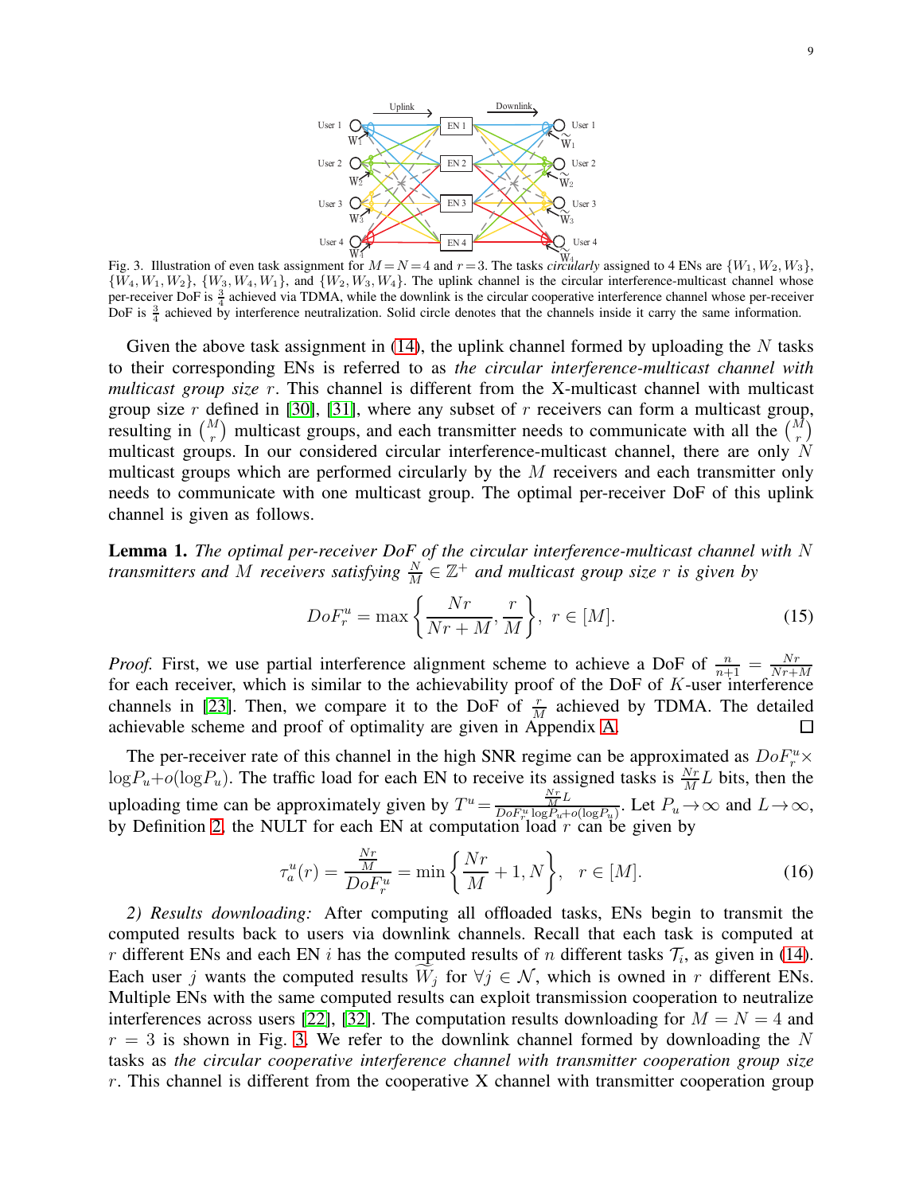Fig. 3. Illustration of even task assignment for $M = N = 4$ and $r = 3$. The tasks *circularly* assigned to 4 ENs are $\{W_1, W_2, W_3\}$, $\{W_4, W_1, W_2\}$, $\{W_3, W_4, W_1\}$, and $\{W_2, W_3, W_4\}$. The uplink channel is the circular interference-multicast channel whose per-receiver DoF is $\frac{3}{4}$ achieved via TDMA, while the downlink is the circular cooperative interference channel whose per-receiver DoF is $\frac{3}{4}$ achieved by interference neutralization. Solid circle denotes that the channels inside it carry the same information.

Given the above task assignment in (14), the uplink channel formed by uploading the $N$ tasks to their corresponding ENs is referred to as *the circular interference-multicast channel with multicast group size* $r$. This channel is different from the X-multicast channel with multicast group size $r$ defined in [30], [31], where any subset of $r$ receivers can form a multicast group, resulting in $\binom{M}{r}$ multicast groups, and each transmitter needs to communicate with all the $\binom{M}{r}$ multicast groups. In our considered circular interference-multicast channel, there are only $N$ multicast groups which are performed circularly by the $M$ receivers and each transmitter only needs to communicate with one multicast group. The optimal per-receiver DoF of this uplink channel is given as follows.

**Lemma 1.** *The optimal per-receiver DoF of the circular interference-multicast channel with $N$ transmitters and $M$ receivers satisfying $\frac{N}{M} \in \mathbb{Z}^+$ and multicast group size $r$ is given by*

$$DoF^u_r = \max\left\{\frac{Nr}{Nr+M}, \frac{r}{M}\right\}, \ r \in [M]. \tag{15}$$

*Proof.* First, we use partial interference alignment scheme to achieve a DoF of $\frac{n}{n+1} = \frac{Nr}{Nr+M}$ for each receiver, which is similar to the achievability proof of the DoF of $K$-user interference channels in [23]. Then, we compare it to the DoF of $\frac{r}{M}$ achieved by TDMA. The detailed achievable scheme and proof of optimality are given in Appendix A. $\square$

The per-receiver rate of this channel in the high SNR regime can be approximated as $DoF^u_r \times \log P_u + o(\log P_u)$. The traffic load for each EN to receive its assigned tasks is $\frac{Nr}{M}L$ bits, then the uploading time can be approximately given by $T^u = \frac{\frac{Nr}{M}L}{DoF^u_r \log P_u + o(\log P_u)}$. Let $P_u \to \infty$ and $L \to \infty$, by Definition 2, the NULT for each EN at computation load $r$ can be given by

$$\tau^u_a(r) = \frac{\frac{Nr}{M}}{DoF^u_r} = \min\left\{\frac{Nr}{M}+1, N\right\}, \quad r \in [M]. \tag{16}$$

*2) Results downloading:* After computing all offloaded tasks, ENs begin to transmit the computed results back to users via downlink channels. Recall that each task is computed at $r$ different ENs and each EN $i$ has the computed results of $n$ different tasks $\mathcal{T}_i$, as given in (14). Each user $j$ wants the computed results $\widetilde{W}_j$ for $\forall j \in \mathcal{N}$, which is owned in $r$ different ENs. Multiple ENs with the same computed results can exploit transmission cooperation to neutralize interferences across users [22], [32]. The computation results downloading for $M = N = 4$ and $r = 3$ is shown in Fig. 3. We refer to the downlink channel formed by downloading the $N$ tasks as *the circular cooperative interference channel with transmitter cooperation group size* $r$. This channel is different from the cooperative X channel with transmitter cooperation group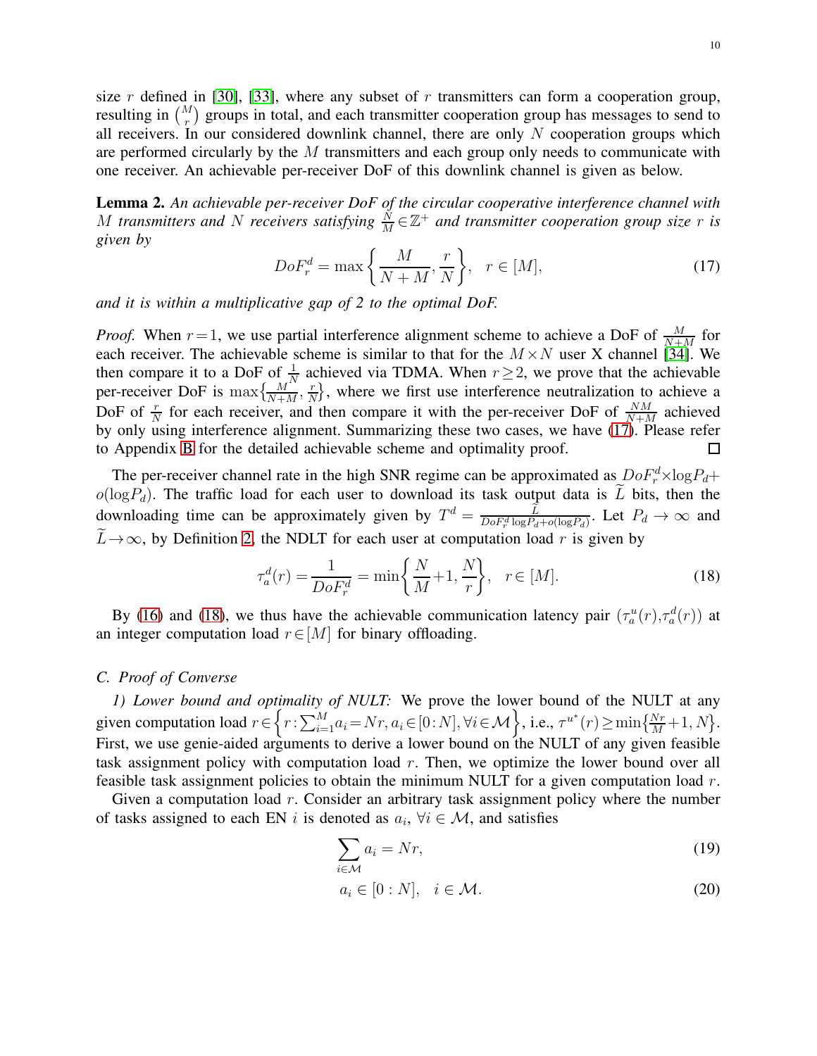size $r$ defined in [30], [33], where any subset of $r$ transmitters can form a cooperation group, resulting in $\binom{M}{r}$ groups in total, and each transmitter cooperation group has messages to send to all receivers. In our considered downlink channel, there are only $N$ cooperation groups which are performed circularly by the $M$ transmitters and each group only needs to communicate with one receiver. An achievable per-receiver DoF of this downlink channel is given as below.

**Lemma 2.** *An achievable per-receiver DoF of the circular cooperative interference channel with $M$ transmitters and $N$ receivers satisfying $\frac{N}{M} \in \mathbb{Z}^+$ and transmitter cooperation group size $r$ is given by*

$$DoF_r^d = \max\left\{\frac{M}{N+M}, \frac{r}{N}\right\}, \quad r \in [M], \tag{17}$$

*and it is within a multiplicative gap of 2 to the optimal DoF.*

*Proof.* When $r=1$, we use partial interference alignment scheme to achieve a DoF of $\frac{M}{N+M}$ for each receiver. The achievable scheme is similar to that for the $M \times N$ user X channel [34]. We then compare it to a DoF of $\frac{1}{N}$ achieved via TDMA. When $r \geq 2$, we prove that the achievable per-receiver DoF is $\max\{\frac{M}{N+M}, \frac{r}{N}\}$, where we first use interference neutralization to achieve a DoF of $\frac{r}{N}$ for each receiver, and then compare it with the per-receiver DoF of $\frac{NM}{N+M}$ achieved by only using interference alignment. Summarizing these two cases, we have (17). Please refer to Appendix B for the detailed achievable scheme and optimality proof. □

The per-receiver channel rate in the high SNR regime can be approximated as $DoF_r^d \times \log P_d + o(\log P_d)$. The traffic load for each user to download its task output data is $\widetilde{L}$ bits, then the downloading time can be approximately given by $T^d = \frac{\widetilde{L}}{DoF_r^d \log P_d + o(\log P_d)}$. Let $P_d \to \infty$ and $\widetilde{L} \to \infty$, by Definition 2, the NDLT for each user at computation load $r$ is given by

$$\tau_a^d(r) = \frac{1}{DoF_r^d} = \min\left\{\frac{N}{M}+1, \frac{N}{r}\right\}, \quad r \in [M]. \tag{18}$$

By (16) and (18), we thus have the achievable communication latency pair $(\tau_a^u(r), \tau_a^d(r))$ at an integer computation load $r \in [M]$ for binary offloading.

### C. Proof of Converse

*1) Lower bound and optimality of NULT:* We prove the lower bound of the NULT at any given computation load $r \in \left\{r : \sum_{i=1}^{M} a_i = Nr, a_i \in [0:N], \forall i \in \mathcal{M}\right\}$, i.e., $\tau^{u^*}(r) \geq \min\{\frac{Nr}{M}+1, N\}$. First, we use genie-aided arguments to derive a lower bound on the NULT of any given feasible task assignment policy with computation load $r$. Then, we optimize the lower bound over all feasible task assignment policies to obtain the minimum NULT for a given computation load $r$.

Given a computation load $r$. Consider an arbitrary task assignment policy where the number of tasks assigned to each EN $i$ is denoted as $a_i$, $\forall i \in \mathcal{M}$, and satisfies

$$\sum_{i \in \mathcal{M}} a_i = Nr, \tag{19}$$

$$a_i \in [0:N], \quad i \in \mathcal{M}. \tag{20}$$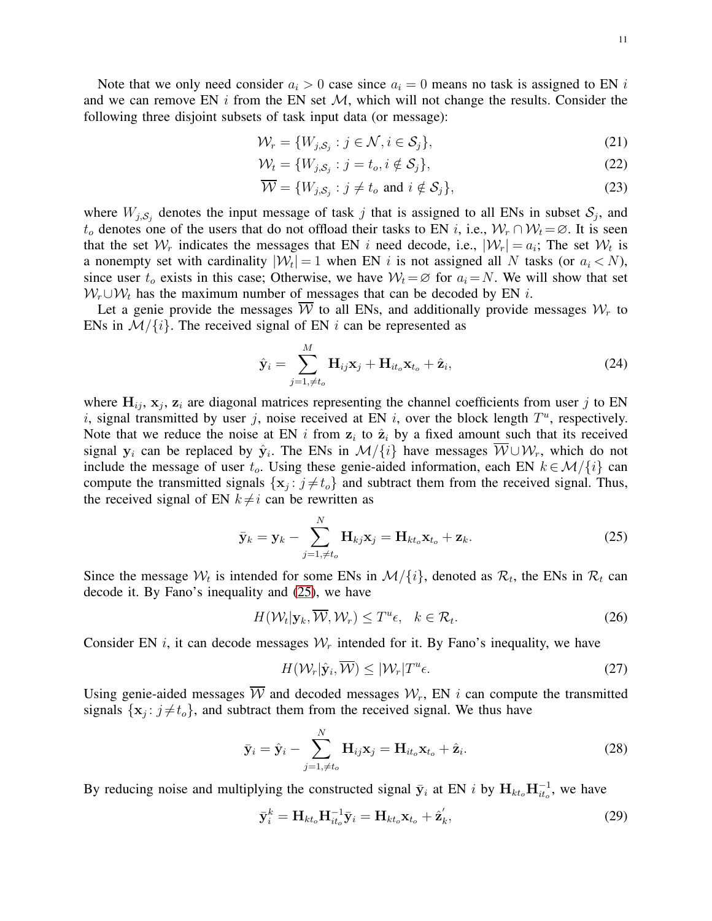Note that we only need consider $a_i > 0$ case since $a_i = 0$ means no task is assigned to EN $i$ and we can remove EN $i$ from the EN set $\mathcal{M}$, which will not change the results. Consider the following three disjoint subsets of task input data (or message):

$$\mathcal{W}_r = \{W_{j,\mathcal{S}_j} : j \in \mathcal{N}, i \in \mathcal{S}_j\}, \tag{21}$$

$$\mathcal{W}_t = \{W_{j,\mathcal{S}_j} : j = t_o, i \notin \mathcal{S}_j\}, \tag{22}$$

$$\overline{\mathcal{W}} = \{W_{j,\mathcal{S}_j} : j \neq t_o \text{ and } i \notin \mathcal{S}_j\}, \tag{23}$$

where $W_{j,\mathcal{S}_j}$ denotes the input message of task $j$ that is assigned to all ENs in subset $\mathcal{S}_j$, and $t_o$ denotes one of the users that do not offload their tasks to EN $i$, i.e., $\mathcal{W}_r \cap \mathcal{W}_t = \varnothing$. It is seen that the set $\mathcal{W}_r$ indicates the messages that EN $i$ need decode, i.e., $|\mathcal{W}_r| = a_i$; The set $\mathcal{W}_t$ is a nonempty set with cardinality $|\mathcal{W}_t| = 1$ when EN $i$ is not assigned all $N$ tasks (or $a_i < N$), since user $t_o$ exists in this case; Otherwise, we have $\mathcal{W}_t = \varnothing$ for $a_i = N$. We will show that set $\mathcal{W}_r \cup \mathcal{W}_t$ has the maximum number of messages that can be decoded by EN $i$.

Let a genie provide the messages $\overline{\mathcal{W}}$ to all ENs, and additionally provide messages $\mathcal{W}_r$ to ENs in $\mathcal{M}/\{i\}$. The received signal of EN $i$ can be represented as

$$\hat{\mathbf{y}}_i = \sum_{j=1,\neq t_o}^{M} \mathbf{H}_{ij}\mathbf{x}_j + \mathbf{H}_{it_o}\mathbf{x}_{t_o} + \hat{\mathbf{z}}_i, \tag{24}$$

where $\mathbf{H}_{ij}$, $\mathbf{x}_j$, $\mathbf{z}_i$ are diagonal matrices representing the channel coefficients from user $j$ to EN $i$, signal transmitted by user $j$, noise received at EN $i$, over the block length $T^u$, respectively. Note that we reduce the noise at EN $i$ from $\mathbf{z}_i$ to $\hat{\mathbf{z}}_i$ by a fixed amount such that its received signal $\mathbf{y}_i$ can be replaced by $\hat{\mathbf{y}}_i$. The ENs in $\mathcal{M}/\{i\}$ have messages $\overline{\mathcal{W}} \cup \mathcal{W}_r$, which do not include the message of user $t_o$. Using these genie-aided information, each EN $k \in \mathcal{M}/\{i\}$ can compute the transmitted signals $\{\mathbf{x}_j : j \neq t_o\}$ and subtract them from the received signal. Thus, the received signal of EN $k \neq i$ can be rewritten as

$$\bar{\mathbf{y}}_k = \mathbf{y}_k - \sum_{j=1,\neq t_o}^{N} \mathbf{H}_{kj}\mathbf{x}_j = \mathbf{H}_{kt_o}\mathbf{x}_{t_o} + \mathbf{z}_k. \tag{25}$$

Since the message $\mathcal{W}_t$ is intended for some ENs in $\mathcal{M}/\{i\}$, denoted as $\mathcal{R}_t$, the ENs in $\mathcal{R}_t$ can decode it. By Fano's inequality and (25), we have

$$H(\mathcal{W}_t|\mathbf{y}_k, \overline{\mathcal{W}}, \mathcal{W}_r) \leq T^u\epsilon, \quad k \in \mathcal{R}_t. \tag{26}$$

Consider EN $i$, it can decode messages $\mathcal{W}_r$ intended for it. By Fano's inequality, we have

$$H(\mathcal{W}_r|\hat{\mathbf{y}}_i, \overline{\mathcal{W}}) \leq |\mathcal{W}_r|T^u\epsilon. \tag{27}$$

Using genie-aided messages $\overline{\mathcal{W}}$ and decoded messages $\mathcal{W}_r$, EN $i$ can compute the transmitted signals $\{\mathbf{x}_j : j \neq t_o\}$, and subtract them from the received signal. We thus have

$$\bar{\mathbf{y}}_i = \hat{\mathbf{y}}_i - \sum_{j=1,\neq t_o}^{N} \mathbf{H}_{ij}\mathbf{x}_j = \mathbf{H}_{it_o}\mathbf{x}_{t_o} + \hat{\mathbf{z}}_i. \tag{28}$$

By reducing noise and multiplying the constructed signal $\bar{\mathbf{y}}_i$ at EN $i$ by $\mathbf{H}_{kt_o}\mathbf{H}_{it_o}^{-1}$, we have

$$\bar{\mathbf{y}}_i^k = \mathbf{H}_{kt_o}\mathbf{H}_{it_o}^{-1}\bar{\mathbf{y}}_i = \mathbf{H}_{kt_o}\mathbf{x}_{t_o} + \hat{\mathbf{z}}_k^{'}, \tag{29}$$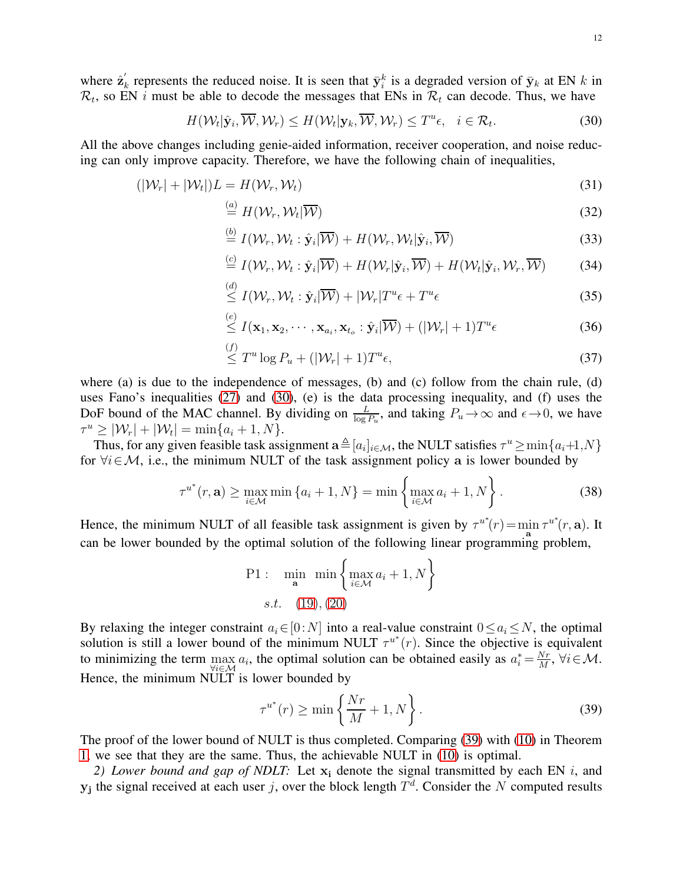where $\hat{\mathbf{z}}_k^{'}$ represents the reduced noise. It is seen that $\bar{\mathbf{y}}_i^k$ is a degraded version of $\bar{\mathbf{y}}_k$ at EN $k$ in $\mathcal{R}_t$, so EN $i$ must be able to decode the messages that ENs in $\mathcal{R}_t$ can decode. Thus, we have

$$H(\mathcal{W}_t|\hat{\mathbf{y}}_i, \overline{\mathcal{W}}, \mathcal{W}_r) \leq H(\mathcal{W}_t|\mathbf{y}_k, \overline{\mathcal{W}}, \mathcal{W}_r) \leq T^u\epsilon, \quad i \in \mathcal{R}_t. \tag{30}$$

All the above changes including genie-aided information, receiver cooperation, and noise reducing can only improve capacity. Therefore, we have the following chain of inequalities,

$$\begin{aligned}
(|\mathcal{W}_r| + |\mathcal{W}_t|)L &= H(\mathcal{W}_r, \mathcal{W}_t) && (31)\\
&\overset{(a)}{=} H(\mathcal{W}_r, \mathcal{W}_t|\overline{\mathcal{W}}) && (32)\\
&\overset{(b)}{=} I(\mathcal{W}_r, \mathcal{W}_t : \hat{\mathbf{y}}_i|\overline{\mathcal{W}}) + H(\mathcal{W}_r, \mathcal{W}_t|\hat{\mathbf{y}}_i, \overline{\mathcal{W}}) && (33)\\
&\overset{(c)}{=} I(\mathcal{W}_r, \mathcal{W}_t : \hat{\mathbf{y}}_i|\overline{\mathcal{W}}) + H(\mathcal{W}_r|\hat{\mathbf{y}}_i, \overline{\mathcal{W}}) + H(\mathcal{W}_t|\hat{\mathbf{y}}_i, \mathcal{W}_r, \overline{\mathcal{W}}) && (34)\\
&\overset{(d)}{\leq} I(\mathcal{W}_r, \mathcal{W}_t : \hat{\mathbf{y}}_i|\overline{\mathcal{W}}) + |\mathcal{W}_r|T^u\epsilon + T^u\epsilon && (35)\\
&\overset{(e)}{\leq} I(\mathbf{x}_1, \mathbf{x}_2, \cdots, \mathbf{x}_{a_i}, \mathbf{x}_{t_o} : \hat{\mathbf{y}}_i|\overline{\mathcal{W}}) + (|\mathcal{W}_r| + 1)T^u\epsilon && (36)\\
&\overset{(f)}{\leq} T^u \log P_u + (|\mathcal{W}_r| + 1)T^u\epsilon, && (37)
\end{aligned}$$

where (a) is due to the independence of messages, (b) and (c) follow from the chain rule, (d) uses Fano's inequalities (27) and (30), (e) is the data processing inequality, and (f) uses the DoF bound of the MAC channel. By dividing on $\frac{L}{\log P_u}$, and taking $P_u \to \infty$ and $\epsilon \to 0$, we have $\tau^u \geq |\mathcal{W}_r| + |\mathcal{W}_t| = \min\{a_i + 1, N\}$.

Thus, for any given feasible task assignment $\mathbf{a} \triangleq [a_i]_{i\in\mathcal{M}}$, the NULT satisfies $\tau^u \geq \min\{a_i+1, N\}$ for $\forall i \in \mathcal{M}$, i.e., the minimum NULT of the task assignment policy $\mathbf{a}$ is lower bounded by

$$\tau^{u^*}(r, \mathbf{a}) \geq \max_{i\in\mathcal{M}} \min\{a_i + 1, N\} = \min\left\{\max_{i\in\mathcal{M}} a_i + 1, N\right\}. \tag{38}$$

Hence, the minimum NULT of all feasible task assignment is given by $\tau^{u^*}(r) = \min_{\mathbf{a}} \tau^{u^*}(r, \mathbf{a})$. It can be lower bounded by the optimal solution of the following linear programming problem,

$$\begin{aligned}
\text{P1}: \quad &\min_{\mathbf{a}} \ \min\left\{\max_{i\in\mathcal{M}} a_i + 1, N\right\}\\
&s.t. \quad (19), (20)
\end{aligned}$$

By relaxing the integer constraint $a_i \in [0 : N]$ into a real-value constraint $0 \leq a_i \leq N$, the optimal solution is still a lower bound of the minimum NULT $\tau^{u^*}(r)$. Since the objective is equivalent to minimizing the term $\max_{\forall i\in\mathcal{M}} a_i$, the optimal solution can be obtained easily as $a_i^* = \frac{Nr}{M}$, $\forall i \in \mathcal{M}$. Hence, the minimum NULT is lower bounded by

$$\tau^{u^*}(r) \geq \min\left\{\frac{Nr}{M} + 1, N\right\}. \tag{39}$$

The proof of the lower bound of NULT is thus completed. Comparing (39) with (10) in Theorem 1, we see that they are the same. Thus, the achievable NULT in (10) is optimal.

*2) Lower bound and gap of NDLT:* Let $\mathbf{x_i}$ denote the signal transmitted by each EN $i$, and $\mathbf{y_j}$ the signal received at each user $j$, over the block length $T^d$. Consider the $N$ computed results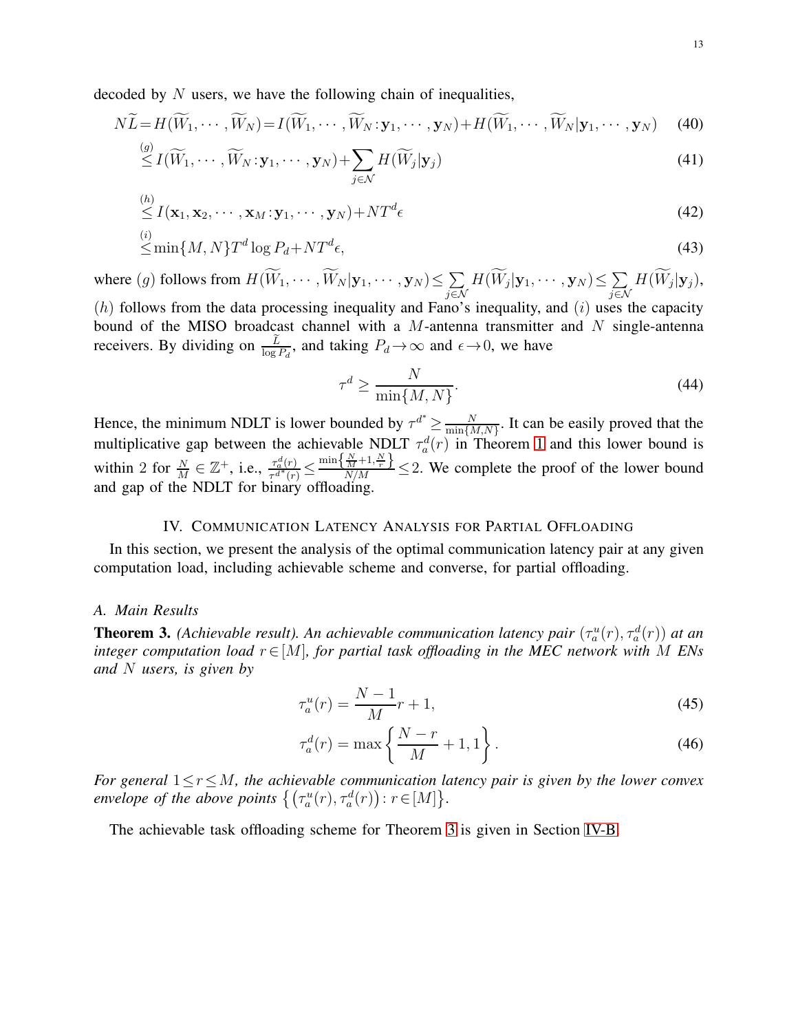decoded by $N$ users, we have the following chain of inequalities,

$$N\widetilde{L}=H(\widetilde{W}_1,\cdots,\widetilde{W}_N)=I(\widetilde{W}_1,\cdots,\widetilde{W}_N:\mathbf{y}_1,\cdots,\mathbf{y}_N)+H(\widetilde{W}_1,\cdots,\widetilde{W}_N|\mathbf{y}_1,\cdots,\mathbf{y}_N) \tag{40}$$

$$\overset{(g)}{\leq} I(\widetilde{W}_1,\cdots,\widetilde{W}_N:\mathbf{y}_1,\cdots,\mathbf{y}_N)+\sum_{j\in\mathcal{N}} H(\widetilde{W}_j|\mathbf{y}_j) \tag{41}$$

$$\overset{(h)}{\leq} I(\mathbf{x}_1,\mathbf{x}_2,\cdots,\mathbf{x}_M:\mathbf{y}_1,\cdots,\mathbf{y}_N)+NT^d\epsilon \tag{42}$$

$$\overset{(i)}{\leq} \min\{M,N\}T^d\log P_d+NT^d\epsilon, \tag{43}$$

where $(g)$ follows from $H(\widetilde{W}_1,\cdots,\widetilde{W}_N|\mathbf{y}_1,\cdots,\mathbf{y}_N)\leq\sum_{j\in\mathcal{N}}H(\widetilde{W}_j|\mathbf{y}_1,\cdots,\mathbf{y}_N)\leq\sum_{j\in\mathcal{N}}H(\widetilde{W}_j|\mathbf{y}_j)$, $(h)$ follows from the data processing inequality and Fano's inequality, and $(i)$ uses the capacity bound of the MISO broadcast channel with a $M$-antenna transmitter and $N$ single-antenna receivers. By dividing on $\frac{\widetilde{L}}{\log P_d}$, and taking $P_d\to\infty$ and $\epsilon\to 0$, we have

$$\tau^d \geq \frac{N}{\min\{M,N\}}. \tag{44}$$

Hence, the minimum NDLT is lower bounded by $\tau^{d^*}\geq\frac{N}{\min\{M,N\}}$. It can be easily proved that the multiplicative gap between the achievable NDLT $\tau_a^d(r)$ in Theorem 1 and this lower bound is within 2 for $\frac{N}{M}\in\mathbb{Z}^+$, i.e., $\frac{\tau_a^d(r)}{\tau^{d^*}(r)}\leq\frac{\min\left\{\frac{N}{M}+1,\frac{N}{r}\right\}}{N/M}\leq 2$. We complete the proof of the lower bound and gap of the NDLT for binary offloading.

## IV. Communication Latency Analysis for Partial Offloading

In this section, we present the analysis of the optimal communication latency pair at any given computation load, including achievable scheme and converse, for partial offloading.

### A. Main Results

**Theorem 3.** *(Achievable result). An achievable communication latency pair $(\tau_a^u(r),\tau_a^d(r))$ at an integer computation load $r\in[M]$, for partial task offloading in the MEC network with $M$ ENs and $N$ users, is given by*

$$\tau_a^u(r)=\frac{N-1}{M}r+1, \tag{45}$$

$$\tau_a^d(r)=\max\left\{\frac{N-r}{M}+1,1\right\}. \tag{46}$$

*For general $1\leq r\leq M$, the achievable communication latency pair is given by the lower convex envelope of the above points $\left\{\left(\tau_a^u(r),\tau_a^d(r)\right):r\in[M]\right\}$.*

The achievable task offloading scheme for Theorem 3 is given in Section IV-B.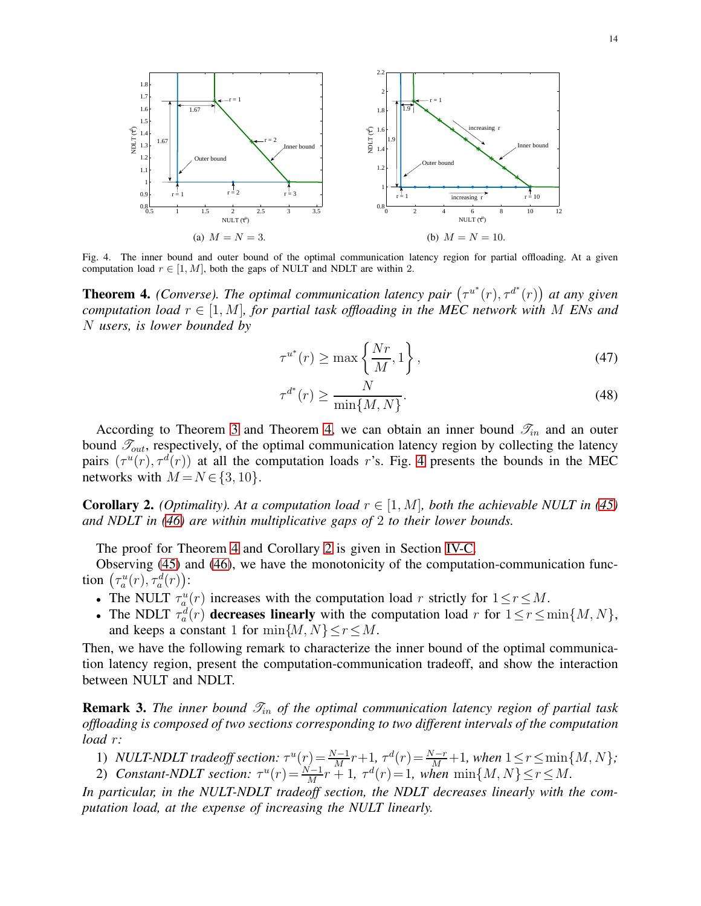(a) $M = N = 3$.

(b) $M = N = 10$.

Fig. 4. The inner bound and outer bound of the optimal communication latency region for partial offloading. At a given computation load $r \in [1, M]$, both the gaps of NULT and NDLT are within 2.

**Theorem 4.** *(Converse). The optimal communication latency pair* $\left(\tau^{u^*}(r), \tau^{d^*}(r)\right)$ *at any given computation load* $r \in [1, M]$*, for partial task offloading in the MEC network with* $M$ *ENs and* $N$ *users, is lower bounded by*

$$\tau^{u^*}(r) \geq \max\left\{\frac{Nr}{M}, 1\right\}, \tag{47}$$

$$\tau^{d^*}(r) \geq \frac{N}{\min\{M, N\}}. \tag{48}$$

According to Theorem 3 and Theorem 4, we can obtain an inner bound $\mathscr{T}_{in}$ and an outer bound $\mathscr{T}_{out}$, respectively, of the optimal communication latency region by collecting the latency pairs $(\tau^u(r), \tau^d(r))$ at all the computation loads $r$'s. Fig. 4 presents the bounds in the MEC networks with $M = N \in \{3, 10\}$.

**Corollary 2.** *(Optimality). At a computation load* $r \in [1, M]$*, both the achievable NULT in (45) and NDLT in (46) are within multiplicative gaps of* $2$ *to their lower bounds.*

The proof for Theorem 4 and Corollary 2 is given in Section IV-C.

Observing (45) and (46), we have the monotonicity of the computation-communication function $\left(\tau_a^u(r), \tau_a^d(r)\right)$:

- The NULT $\tau_a^u(r)$ increases with the computation load $r$ strictly for $1 \leq r \leq M$.
- The NDLT $\tau_a^d(r)$ **decreases linearly** with the computation load $r$ for $1 \leq r \leq \min\{M, N\}$, and keeps a constant $1$ for $\min\{M, N\} \leq r \leq M$.

Then, we have the following remark to characterize the inner bound of the optimal communication latency region, present the computation-communication tradeoff, and show the interaction between NULT and NDLT.

**Remark 3.** *The inner bound* $\mathscr{T}_{in}$ *of the optimal communication latency region of partial task offloading is composed of two sections corresponding to two different intervals of the computation load* $r$*:*

1) *NULT-NDLT tradeoff section:* $\tau^u(r) = \frac{N-1}{M}r + 1$, $\tau^d(r) = \frac{N-r}{M} + 1$*, when* $1 \leq r \leq \min\{M, N\}$*;*
2) *Constant-NDLT section:* $\tau^u(r) = \frac{N-1}{M}r + 1$, $\tau^d(r) = 1$*, when* $\min\{M, N\} \leq r \leq M$*.*

*In particular, in the NULT-NDLT tradeoff section, the NDLT decreases linearly with the computation load, at the expense of increasing the NULT linearly.*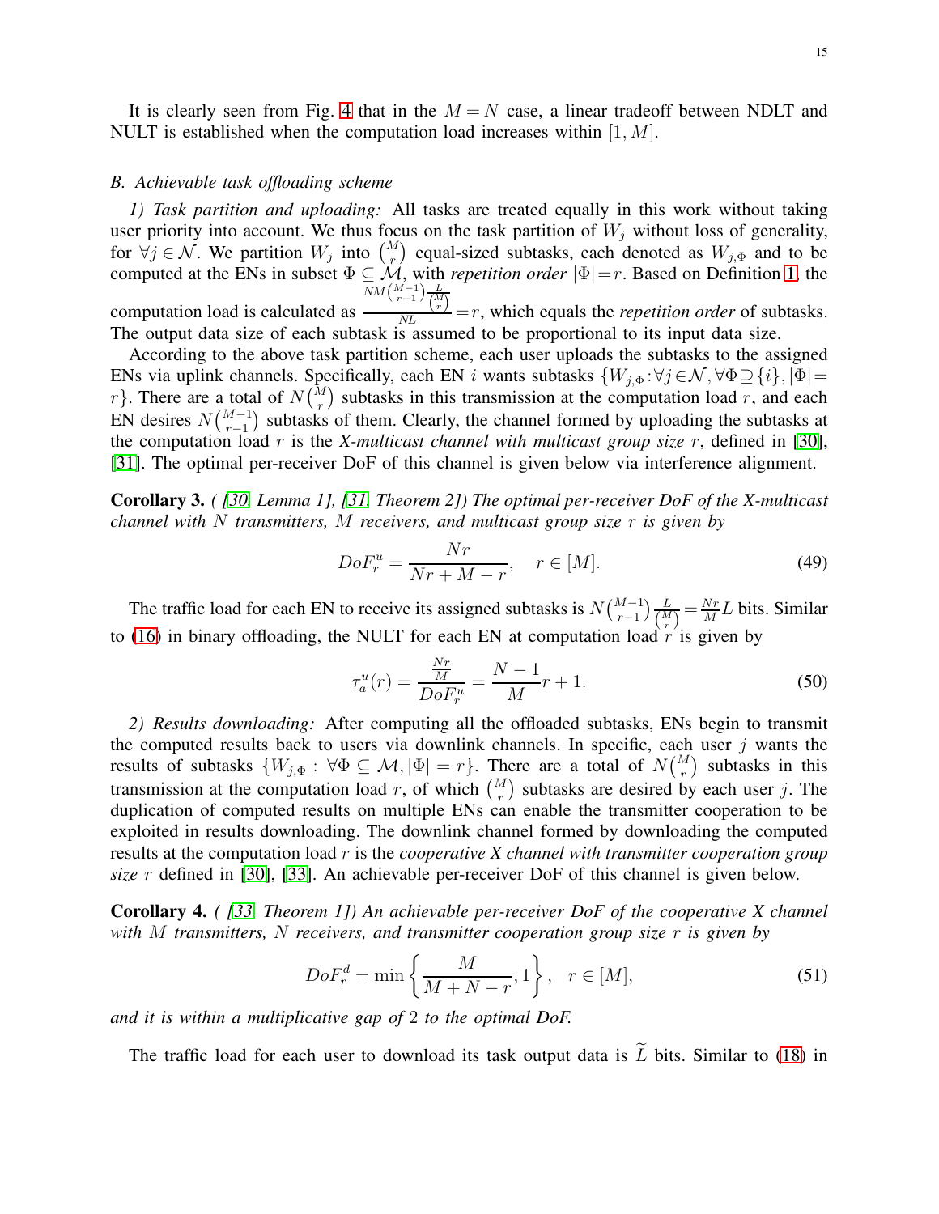It is clearly seen from Fig. 4 that in the $M = N$ case, a linear tradeoff between NDLT and NULT is established when the computation load increases within $[1, M]$.

### *B. Achievable task offloading scheme*

*1) Task partition and uploading:* All tasks are treated equally in this work without taking user priority into account. We thus focus on the task partition of $W_j$ without loss of generality, for $\forall j \in \mathcal{N}$. We partition $W_j$ into $\binom{M}{r}$ equal-sized subtasks, each denoted as $W_{j,\Phi}$ and to be computed at the ENs in subset $\Phi \subseteq \mathcal{M}$, with *repetition order* $|\Phi| = r$. Based on Definition 1, the computation load is calculated as $\frac{NM\binom{M-1}{r-1}\frac{L}{\binom{M}{r}}}{NL} = r$, which equals the *repetition order* of subtasks. The output data size of each subtask is assumed to be proportional to its input data size.

According to the above task partition scheme, each user uploads the subtasks to the assigned ENs via uplink channels. Specifically, each EN $i$ wants subtasks $\{W_{j,\Phi} : \forall j \in \mathcal{N}, \forall \Phi \supseteq \{i\}, |\Phi| = r\}$. There are a total of $N\binom{M}{r}$ subtasks in this transmission at the computation load $r$, and each EN desires $N\binom{M-1}{r-1}$ subtasks of them. Clearly, the channel formed by uploading the subtasks at the computation load $r$ is the *X-multicast channel with multicast group size* $r$, defined in [30], [31]. The optimal per-receiver DoF of this channel is given below via interference alignment.

**Corollary 3.** *( [30, Lemma 1], [31, Theorem 2]) The optimal per-receiver DoF of the X-multicast channel with $N$ transmitters, $M$ receivers, and multicast group size $r$ is given by*

$$DoF_r^u = \frac{Nr}{Nr + M - r}, \quad r \in [M]. \tag{49}$$

The traffic load for each EN to receive its assigned subtasks is $N\binom{M-1}{r-1}\frac{L}{\binom{M}{r}} = \frac{Nr}{M}L$ bits. Similar to (16) in binary offloading, the NULT for each EN at computation load $r$ is given by

$$\tau_a^u(r) = \frac{\frac{Nr}{M}}{DoF_r^u} = \frac{N-1}{M}r + 1. \tag{50}$$

*2) Results downloading:* After computing all the offloaded subtasks, ENs begin to transmit the computed results back to users via downlink channels. In specific, each user $j$ wants the results of subtasks $\{W_{j,\Phi} : \forall \Phi \subseteq \mathcal{M}, |\Phi| = r\}$. There are a total of $N\binom{M}{r}$ subtasks in this transmission at the computation load $r$, of which $\binom{M}{r}$ subtasks are desired by each user $j$. The duplication of computed results on multiple ENs can enable the transmitter cooperation to be exploited in results downloading. The downlink channel formed by downloading the computed results at the computation load $r$ is the *cooperative X channel with transmitter cooperation group size* $r$ defined in [30], [33]. An achievable per-receiver DoF of this channel is given below.

**Corollary 4.** *( [33, Theorem 1]) An achievable per-receiver DoF of the cooperative X channel with $M$ transmitters, $N$ receivers, and transmitter cooperation group size $r$ is given by*

$$DoF_r^d = \min\left\{\frac{M}{M + N - r}, 1\right\}, \quad r \in [M], \tag{51}$$

*and it is within a multiplicative gap of 2 to the optimal DoF.*

The traffic load for each user to download its task output data is $\widetilde{L}$ bits. Similar to (18) in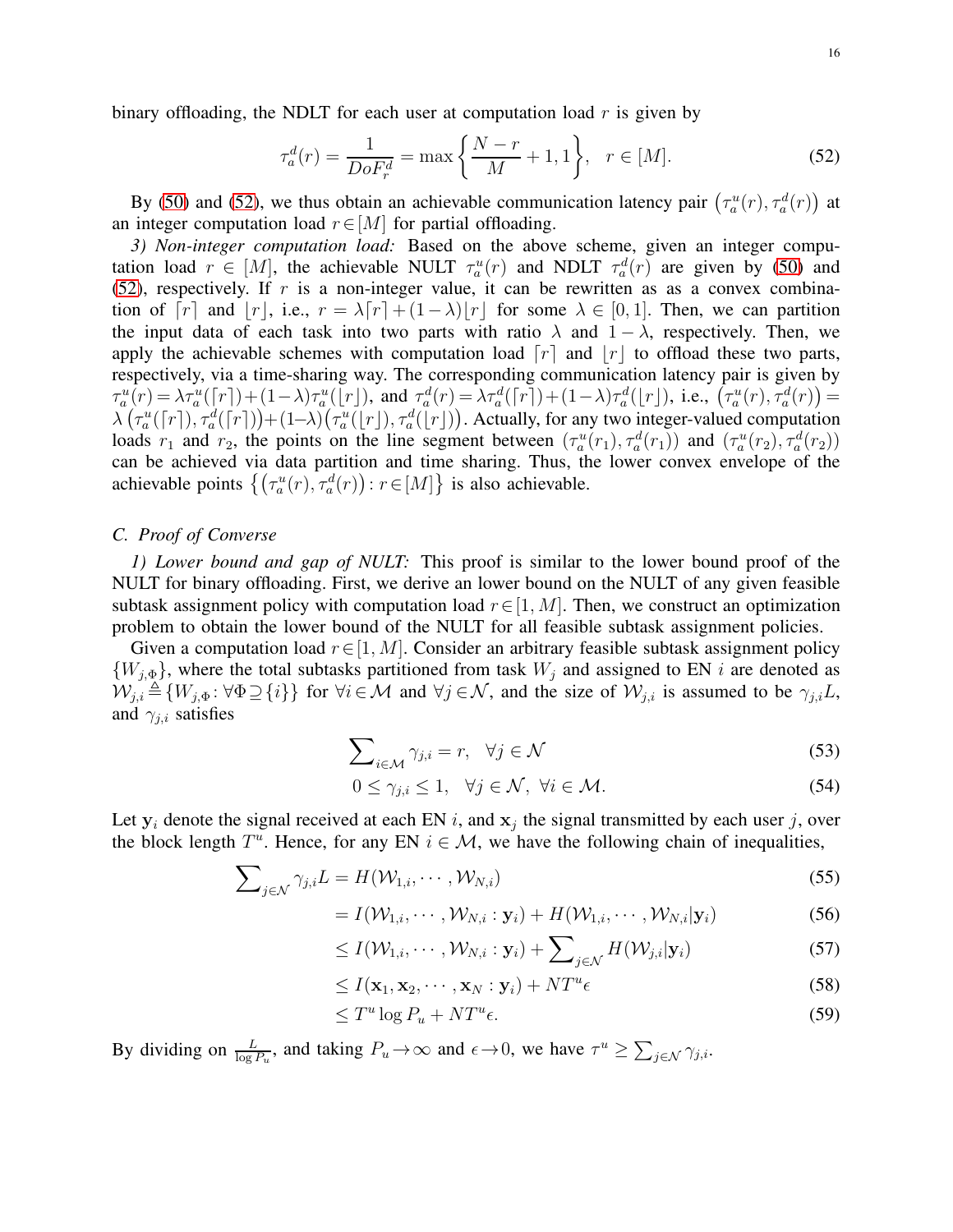binary offloading, the NDLT for each user at computation load $r$ is given by

$$\tau_a^d(r) = \frac{1}{DoF_r^d} = \max\left\{\frac{N-r}{M}+1, 1\right\}, \quad r \in [M]. \tag{52}$$

By (50) and (52), we thus obtain an achievable communication latency pair $\left(\tau_a^u(r), \tau_a^d(r)\right)$ at an integer computation load $r \in [M]$ for partial offloading.

*3) Non-integer computation load:* Based on the above scheme, given an integer computation load $r \in [M]$, the achievable NULT $\tau_a^u(r)$ and NDLT $\tau_a^d(r)$ are given by (50) and (52), respectively. If $r$ is a non-integer value, it can be rewritten as as a convex combination of $\lceil r \rceil$ and $\lfloor r \rfloor$, i.e., $r = \lambda \lceil r \rceil + (1-\lambda)\lfloor r \rfloor$ for some $\lambda \in [0, 1]$. Then, we can partition the input data of each task into two parts with ratio $\lambda$ and $1-\lambda$, respectively. Then, we apply the achievable schemes with computation load $\lceil r \rceil$ and $\lfloor r \rfloor$ to offload these two parts, respectively, via a time-sharing way. The corresponding communication latency pair is given by $\tau_a^u(r) = \lambda\tau_a^u(\lceil r \rceil) + (1-\lambda)\tau_a^u(\lfloor r \rfloor)$, and $\tau_a^d(r) = \lambda\tau_a^d(\lceil r \rceil) + (1-\lambda)\tau_a^d(\lfloor r \rfloor)$, i.e., $\left(\tau_a^u(r), \tau_a^d(r)\right) = \lambda\left(\tau_a^u(\lceil r \rceil), \tau_a^d(\lceil r \rceil)\right) + (1-\lambda)\left(\tau_a^u(\lfloor r \rfloor), \tau_a^d(\lfloor r \rfloor)\right)$. Actually, for any two integer-valued computation loads $r_1$ and $r_2$, the points on the line segment between $(\tau_a^u(r_1), \tau_a^d(r_1))$ and $(\tau_a^u(r_2), \tau_a^d(r_2))$ can be achieved via data partition and time sharing. Thus, the lower convex envelope of the achievable points $\left\{\left(\tau_a^u(r), \tau_a^d(r)\right) : r \in [M]\right\}$ is also achievable.

### C. Proof of Converse

*1) Lower bound and gap of NULT:* This proof is similar to the lower bound proof of the NULT for binary offloading. First, we derive an lower bound on the NULT of any given feasible subtask assignment policy with computation load $r \in [1, M]$. Then, we construct an optimization problem to obtain the lower bound of the NULT for all feasible subtask assignment policies.

Given a computation load $r \in [1, M]$. Consider an arbitrary feasible subtask assignment policy $\{W_{j,\Phi}\}$, where the total subtasks partitioned from task $W_j$ and assigned to EN $i$ are denoted as $\mathcal{W}_{j,i} \triangleq \{W_{j,\Phi} : \forall \Phi \supseteq \{i\}\}$ for $\forall i \in \mathcal{M}$ and $\forall j \in \mathcal{N}$, and the size of $\mathcal{W}_{j,i}$ is assumed to be $\gamma_{j,i} L$, and $\gamma_{j,i}$ satisfies

$$\sum\nolimits_{i\in\mathcal{M}} \gamma_{j,i} = r, \quad \forall j \in \mathcal{N} \tag{53}$$

$$0 \le \gamma_{j,i} \le 1, \quad \forall j \in \mathcal{N}, \ \forall i \in \mathcal{M}. \tag{54}$$

Let $\mathbf{y}_i$ denote the signal received at each EN $i$, and $\mathbf{x}_j$ the signal transmitted by each user $j$, over the block length $T^u$. Hence, for any EN $i \in \mathcal{M}$, we have the following chain of inequalities,

$$\sum\nolimits_{j\in\mathcal{N}} \gamma_{j,i} L = H(\mathcal{W}_{1,i}, \cdots, \mathcal{W}_{N,i}) \tag{55}$$

$$= I(\mathcal{W}_{1,i}, \cdots, \mathcal{W}_{N,i} : \mathbf{y}_i) + H(\mathcal{W}_{1,i}, \cdots, \mathcal{W}_{N,i} | \mathbf{y}_i) \tag{56}$$

$$\le I(\mathcal{W}_{1,i}, \cdots, \mathcal{W}_{N,i} : \mathbf{y}_i) + \sum\nolimits_{j\in\mathcal{N}} H(\mathcal{W}_{j,i} | \mathbf{y}_i) \tag{57}$$

$$\le I(\mathbf{x}_1, \mathbf{x}_2, \cdots, \mathbf{x}_N : \mathbf{y}_i) + NT^u\epsilon \tag{58}$$

$$\le T^u \log P_u + NT^u\epsilon. \tag{59}$$

By dividing on $\frac{L}{\log P_u}$, and taking $P_u \to \infty$ and $\epsilon \to 0$, we have $\tau^u \ge \sum_{j\in\mathcal{N}} \gamma_{j,i}$.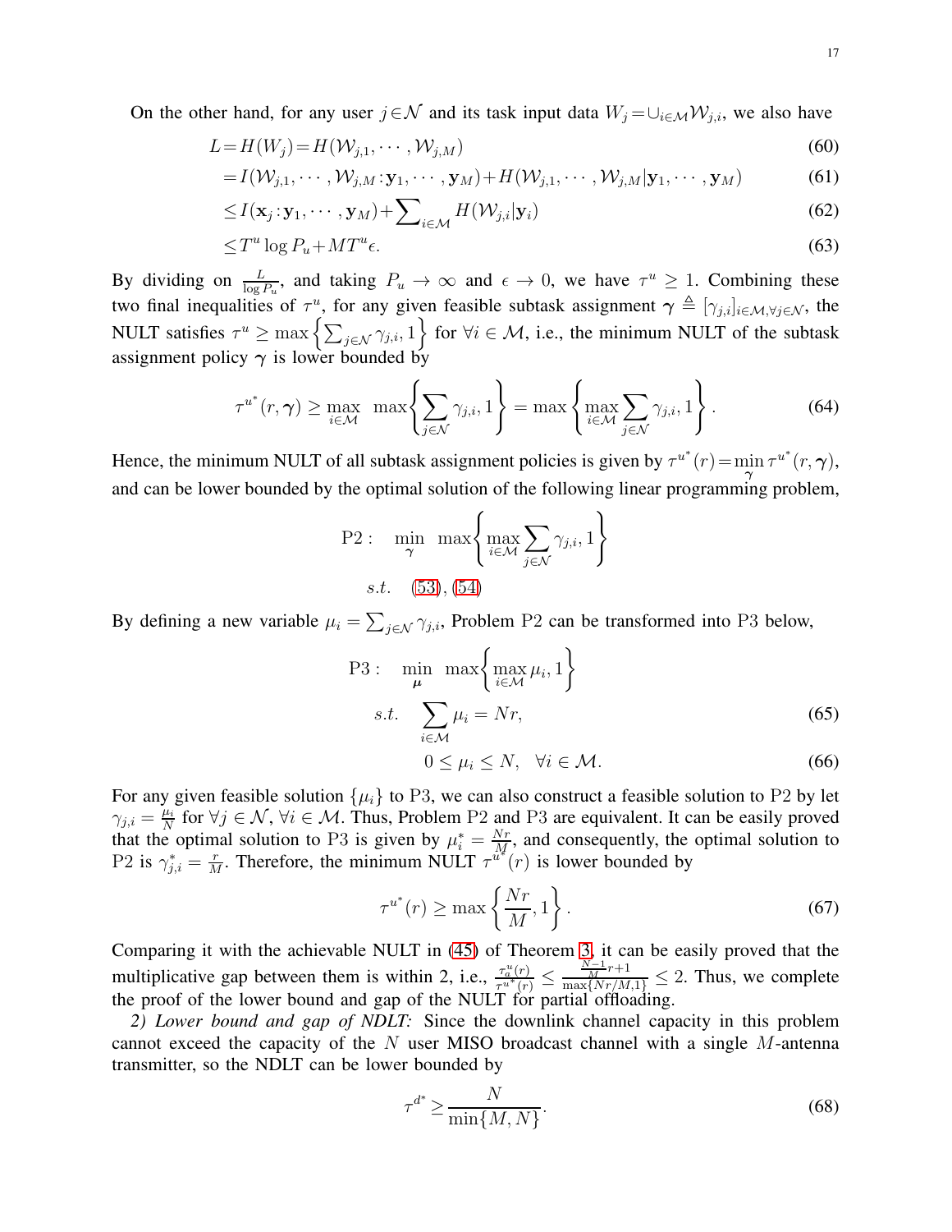On the other hand, for any user $j \in \mathcal{N}$ and its task input data $W_j = \cup_{i\in\mathcal{M}} \mathcal{W}_{j,i}$, we also have

$$
\begin{aligned}
L &= H(W_j) = H(\mathcal{W}_{j,1}, \cdots, \mathcal{W}_{j,M}) && (60)\\
&= I(\mathcal{W}_{j,1}, \cdots, \mathcal{W}_{j,M} : \mathbf{y}_1, \cdots, \mathbf{y}_M) + H(\mathcal{W}_{j,1}, \cdots, \mathcal{W}_{j,M} | \mathbf{y}_1, \cdots, \mathbf{y}_M) && (61)\\
&\leq I(\mathbf{x}_j : \mathbf{y}_1, \cdots, \mathbf{y}_M) + \sum\nolimits_{i\in\mathcal{M}} H(\mathcal{W}_{j,i} | \mathbf{y}_i) && (62)\\
&\leq T^u \log P_u + M T^u \epsilon. && (63)
\end{aligned}
$$

By dividing on $\frac{L}{\log P_u}$, and taking $P_u \to \infty$ and $\epsilon \to 0$, we have $\tau^u \geq 1$. Combining these two final inequalities of $\tau^u$, for any given feasible subtask assignment $\boldsymbol{\gamma} \triangleq [\gamma_{j,i}]_{i\in\mathcal{M},\forall j\in\mathcal{N}}$, the NULT satisfies $\tau^u \geq \max\left\{\sum_{j\in\mathcal{N}} \gamma_{j,i}, 1\right\}$ for $\forall i \in \mathcal{M}$, i.e., the minimum NULT of the subtask assignment policy $\boldsymbol{\gamma}$ is lower bounded by

$$
\tau^{u^*}(r, \boldsymbol{\gamma}) \geq \max_{i\in\mathcal{M}} \; \max\left\{\sum_{j\in\mathcal{N}} \gamma_{j,i}, 1\right\} = \max\left\{\max_{i\in\mathcal{M}} \sum_{j\in\mathcal{N}} \gamma_{j,i}, 1\right\}. \tag{64}
$$

Hence, the minimum NULT of all subtask assignment policies is given by $\tau^{u^*}(r) = \min\limits_{\boldsymbol{\gamma}} \tau^{u^*}(r, \boldsymbol{\gamma})$, and can be lower bounded by the optimal solution of the following linear programming problem,

$$
\begin{aligned}
\mathrm{P2}: \quad & \min_{\boldsymbol{\gamma}} \; \max\left\{\max_{i\in\mathcal{M}} \sum_{j\in\mathcal{N}} \gamma_{j,i}, 1\right\}\\
& s.t. \quad (53), (54)
\end{aligned}
$$

By defining a new variable $\mu_i = \sum_{j\in\mathcal{N}} \gamma_{j,i}$, Problem P2 can be transformed into P3 below,

$$
\begin{aligned}
\mathrm{P3}: \quad & \min_{\boldsymbol{\mu}} \; \max\left\{\max_{i\in\mathcal{M}} \mu_i, 1\right\}\\
& s.t. \quad \sum_{i\in\mathcal{M}} \mu_i = Nr, && (65)\\
& \qquad\quad 0 \leq \mu_i \leq N, \quad \forall i \in \mathcal{M}. && (66)
\end{aligned}
$$

For any given feasible solution $\{\mu_i\}$ to P3, we can also construct a feasible solution to P2 by let $\gamma_{j,i} = \frac{\mu_i}{N}$ for $\forall j \in \mathcal{N}$, $\forall i \in \mathcal{M}$. Thus, Problem P2 and P3 are equivalent. It can be easily proved that the optimal solution to P3 is given by $\mu_i^* = \frac{Nr}{M}$, and consequently, the optimal solution to P2 is $\gamma_{j,i}^* = \frac{r}{M}$. Therefore, the minimum NULT $\tau^{u^*}(r)$ is lower bounded by

$$
\tau^{u^*}(r) \geq \max\left\{\frac{Nr}{M}, 1\right\}. \tag{67}
$$

Comparing it with the achievable NULT in (45) of Theorem 3, it can be easily proved that the multiplicative gap between them is within 2, i.e., $\frac{\tau_a^u(r)}{\tau^{u^*}(r)} \leq \frac{\frac{N-1}{M}r+1}{\max\{Nr/M,1\}} \leq 2$. Thus, we complete the proof of the lower bound and gap of the NULT for partial offloading.

*2) Lower bound and gap of NDLT:* Since the downlink channel capacity in this problem cannot exceed the capacity of the $N$ user MISO broadcast channel with a single $M$-antenna transmitter, so the NDLT can be lower bounded by

$$
\tau^{d^*} \geq \frac{N}{\min\{M, N\}}. \tag{68}
$$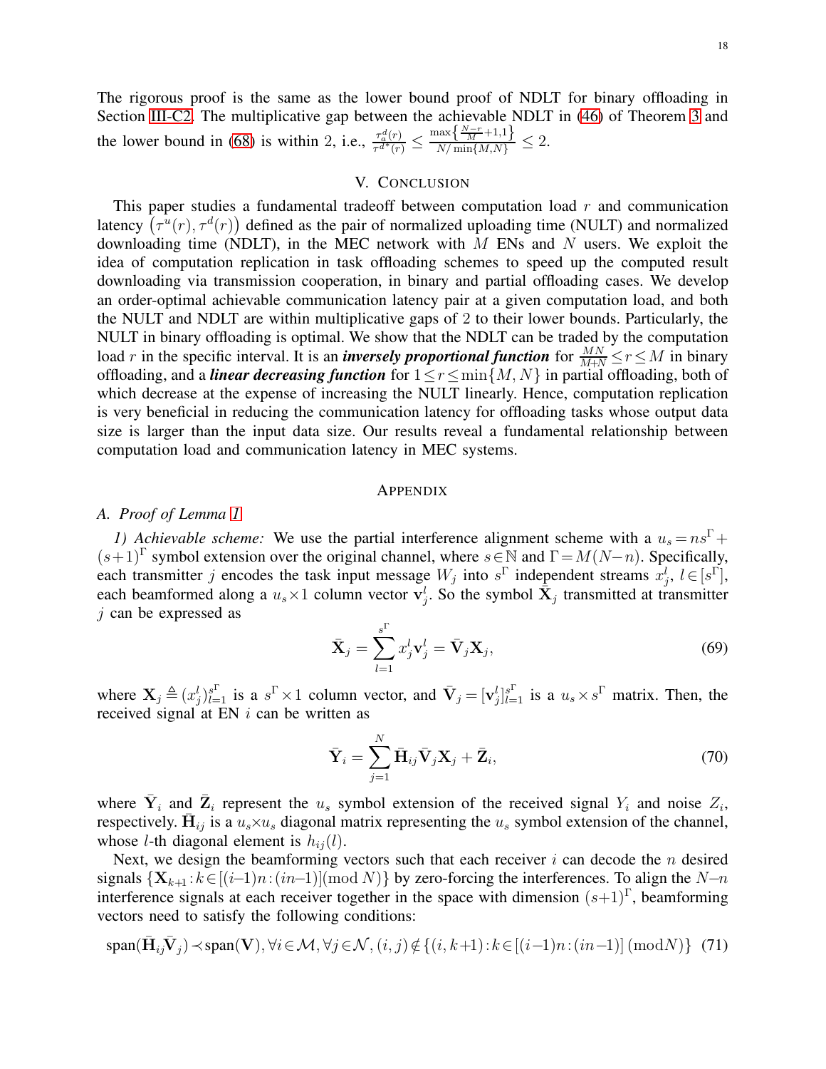The rigorous proof is the same as the lower bound proof of NDLT for binary offloading in Section III-C2. The multiplicative gap between the achievable NDLT in (46) of Theorem 3 and the lower bound in (68) is within 2, i.e., $\frac{\tau_a^d(r)}{\tau^{d*}(r)} \leq \frac{\max\left\{\frac{N-r}{M}+1,1\right\}}{N/\min\{M,N\}} \leq 2$.

## V. Conclusion

This paper studies a fundamental tradeoff between computation load $r$ and communication latency $\left(\tau^u(r), \tau^d(r)\right)$ defined as the pair of normalized uploading time (NULT) and normalized downloading time (NDLT), in the MEC network with $M$ ENs and $N$ users. We exploit the idea of computation replication in task offloading schemes to speed up the computed result downloading via transmission cooperation, in binary and partial offloading cases. We develop an order-optimal achievable communication latency pair at a given computation load, and both the NULT and NDLT are within multiplicative gaps of 2 to their lower bounds. Particularly, the NULT in binary offloading is optimal. We show that the NDLT can be traded by the computation load $r$ in the specific interval. It is an ***inversely proportional function*** for $\frac{MN}{M+N} \leq r \leq M$ in binary offloading, and a ***linear decreasing function*** for $1 \leq r \leq \min\{M,N\}$ in partial offloading, both of which decrease at the expense of increasing the NULT linearly. Hence, computation replication is very beneficial in reducing the communication latency for offloading tasks whose output data size is larger than the input data size. Our results reveal a fundamental relationship between computation load and communication latency in MEC systems.

## Appendix

### A. Proof of Lemma 1

*1) Achievable scheme:* We use the partial interference alignment scheme with a $u_s = ns^\Gamma + (s+1)^\Gamma$ symbol extension over the original channel, where $s \in \mathbb{N}$ and $\Gamma = M(N-n)$. Specifically, each transmitter $j$ encodes the task input message $W_j$ into $s^\Gamma$ independent streams $x_j^l$, $l \in [s^\Gamma]$, each beamformed along a $u_s \times 1$ column vector $\mathbf{v}_j^l$. So the symbol $\bar{\mathbf{X}}_j$ transmitted at transmitter $j$ can be expressed as

$$\bar{\mathbf{X}}_j = \sum_{l=1}^{s^\Gamma} x_j^l \mathbf{v}_j^l = \bar{\mathbf{V}}_j \mathbf{X}_j, \tag{69}$$

where $\mathbf{X}_j \triangleq (x_j^l)_{l=1}^{s^\Gamma}$ is a $s^\Gamma \times 1$ column vector, and $\bar{\mathbf{V}}_j = [\mathbf{v}_j^l]_{l=1}^{s^\Gamma}$ is a $u_s \times s^\Gamma$ matrix. Then, the received signal at EN $i$ can be written as

$$\bar{\mathbf{Y}}_i = \sum_{j=1}^{N} \bar{\mathbf{H}}_{ij} \bar{\mathbf{V}}_j \mathbf{X}_j + \bar{\mathbf{Z}}_i, \tag{70}$$

where $\bar{\mathbf{Y}}_i$ and $\bar{\mathbf{Z}}_i$ represent the $u_s$ symbol extension of the received signal $Y_i$ and noise $Z_i$, respectively. $\bar{\mathbf{H}}_{ij}$ is a $u_s \times u_s$ diagonal matrix representing the $u_s$ symbol extension of the channel, whose $l$-th diagonal element is $h_{ij}(l)$.

Next, we design the beamforming vectors such that each receiver $i$ can decode the $n$ desired signals $\{\mathbf{X}_{k+1} : k \in [(i-1)n : (in-1)] (\bmod N)\}$ by zero-forcing the interferences. To align the $N-n$ interference signals at each receiver together in the space with dimension $(s+1)^\Gamma$, beamforming vectors need to satisfy the following conditions:

$$\text{span}(\bar{\mathbf{H}}_{ij}\bar{\mathbf{V}}_j) \prec \text{span}(\mathbf{V}), \forall i \in \mathcal{M}, \forall j \in \mathcal{N}, (i,j) \notin \{(i,k+1) : k \in [(i-1)n : (in-1)]\,(\bmod N)\} \tag{71}$$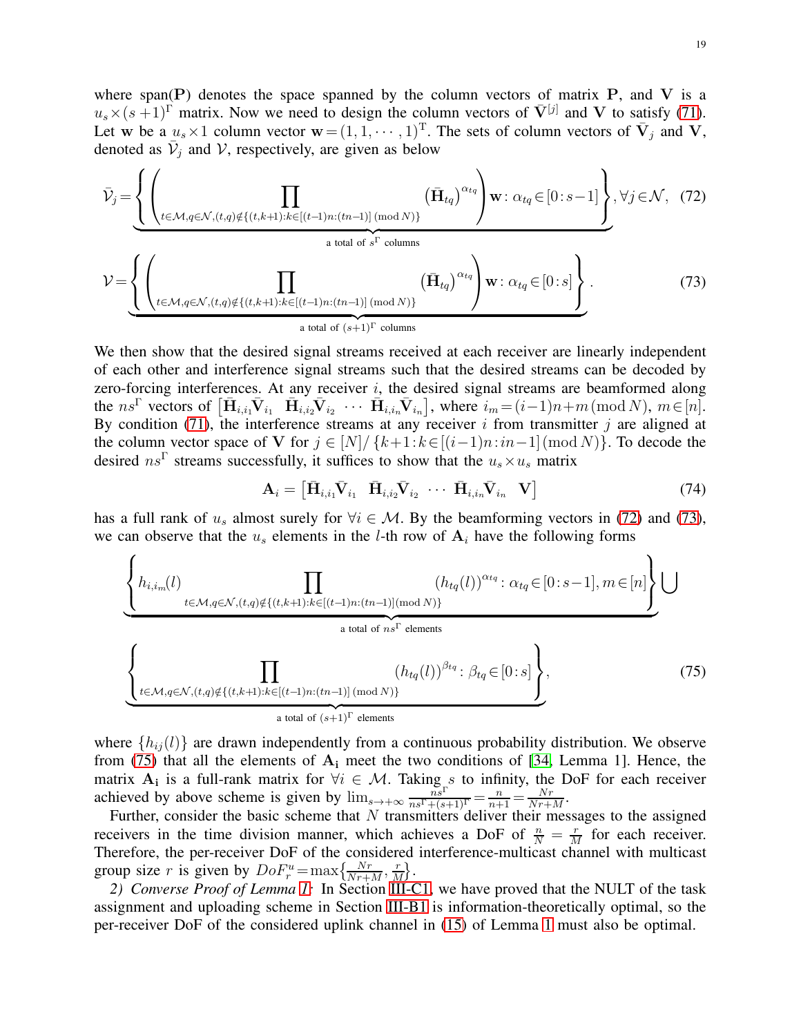where span($\mathbf{P}$) denotes the space spanned by the column vectors of matrix $\mathbf{P}$, and $\mathbf{V}$ is a $u_s \times (s+1)^{\Gamma}$ matrix. Now we need to design the column vectors of $\bar{\mathbf{V}}^{[j]}$ and $\mathbf{V}$ to satisfy (71). Let $\mathbf{w}$ be a $u_s \times 1$ column vector $\mathbf{w} = (1, 1, \cdots, 1)^{\mathrm{T}}$. The sets of column vectors of $\bar{\mathbf{V}}_j$ and $\mathbf{V}$, denoted as $\bar{\mathcal{V}}_j$ and $\mathcal{V}$, respectively, are given as below

$$
\bar{\mathcal{V}}_j = \underbrace{\left\{ \left( \prod_{t \in \mathcal{M}, q \in \mathcal{N}, (t,q) \notin \{(t,k+1): k \in [(t-1)n : (tn-1)] \,(\mathrm{mod}\, N)\}} \left(\bar{\mathbf{H}}_{tq}\right)^{\alpha_{tq}} \right) \mathbf{w} : \alpha_{tq} \in [0 : s-1] \right\}}_{\text{a total of } s^{\Gamma} \text{ columns}}, \forall j \in \mathcal{N}, \quad (72)
$$

$$
\mathcal{V} = \underbrace{\left\{ \left( \prod_{t \in \mathcal{M}, q \in \mathcal{N}, (t,q) \notin \{(t,k+1): k \in [(t-1)n : (tn-1)] \,(\mathrm{mod}\, N)\}} \left(\bar{\mathbf{H}}_{tq}\right)^{\alpha_{tq}} \right) \mathbf{w} : \alpha_{tq} \in [0 : s] \right\}}_{\text{a total of } (s+1)^{\Gamma} \text{ columns}}. \quad (73)
$$

We then show that the desired signal streams received at each receiver are linearly independent of each other and interference signal streams such that the desired streams can be decoded by zero-forcing interferences. At any receiver $i$, the desired signal streams are beamformed along the $ns^{\Gamma}$ vectors of $\left[\bar{\mathbf{H}}_{i,i_1}\bar{\mathbf{V}}_{i_1} \;\; \bar{\mathbf{H}}_{i,i_2}\bar{\mathbf{V}}_{i_2} \;\; \cdots \;\; \bar{\mathbf{H}}_{i,i_n}\bar{\mathbf{V}}_{i_n}\right]$, where $i_m = (i-1)n + m \,(\mathrm{mod}\, N)$, $m \in [n]$. By condition (71), the interference streams at any receiver $i$ from transmitter $j$ are aligned at the column vector space of $\mathbf{V}$ for $j \in [N] / \{k+1 : k \in [(i-1)n : in-1] \,(\mathrm{mod}\, N)\}$. To decode the desired $ns^{\Gamma}$ streams successfully, it suffices to show that the $u_s \times u_s$ matrix

$$
\mathbf{A}_i = \left[\bar{\mathbf{H}}_{i,i_1}\bar{\mathbf{V}}_{i_1} \;\; \bar{\mathbf{H}}_{i,i_2}\bar{\mathbf{V}}_{i_2} \;\; \cdots \;\; \bar{\mathbf{H}}_{i,i_n}\bar{\mathbf{V}}_{i_n} \;\; \mathbf{V}\right] \quad (74)
$$

has a full rank of $u_s$ almost surely for $\forall i \in \mathcal{M}$. By the beamforming vectors in (72) and (73), we can observe that the $u_s$ elements in the $l$-th row of $\mathbf{A}_i$ have the following forms

$$
\underbrace{\left\{ h_{i,i_m}(l) \prod_{t \in \mathcal{M}, q \in \mathcal{N}, (t,q) \notin \{(t,k+1): k \in [(t-1)n : (tn-1)] (\mathrm{mod}\, N)\}} \left(h_{tq}(l)\right)^{\alpha_{tq}} : \alpha_{tq} \in [0 : s-1], m \in [n] \right\}}_{\text{a total of } ns^{\Gamma} \text{ elements}} \bigcup
$$

$$
\underbrace{\left\{ \prod_{t \in \mathcal{M}, q \in \mathcal{N}, (t,q) \notin \{(t,k+1): k \in [(t-1)n : (tn-1)] \,(\mathrm{mod}\, N)\}} \left(h_{tq}(l)\right)^{\beta_{tq}} : \beta_{tq} \in [0 : s] \right\}}_{\text{a total of } (s+1)^{\Gamma} \text{ elements}}, \quad (75)
$$

where $\{h_{ij}(l)\}$ are drawn independently from a continuous probability distribution. We observe from (75) that all the elements of $\mathbf{A_i}$ meet the two conditions of [34, Lemma 1]. Hence, the matrix $\mathbf{A_i}$ is a full-rank matrix for $\forall i \in \mathcal{M}$. Taking $s$ to infinity, the DoF for each receiver achieved by above scheme is given by $\lim_{s \to +\infty} \frac{ns^{\Gamma}}{ns^{\Gamma} + (s+1)^{\Gamma}} = \frac{n}{n+1} = \frac{Nr}{Nr+M}$.

Further, consider the basic scheme that $N$ transmitters deliver their messages to the assigned receivers in the time division manner, which achieves a DoF of $\frac{n}{N} = \frac{r}{M}$ for each receiver. Therefore, the per-receiver DoF of the considered interference-multicast channel with multicast group size $r$ is given by $DoF_r^u = \max\{\frac{Nr}{Nr+M}, \frac{r}{M}\}$.

*2) Converse Proof of Lemma 1:* In Section III-C1, we have proved that the NULT of the task assignment and uploading scheme in Section III-B1 is information-theoretically optimal, so the per-receiver DoF of the considered uplink channel in (15) of Lemma 1 must also be optimal.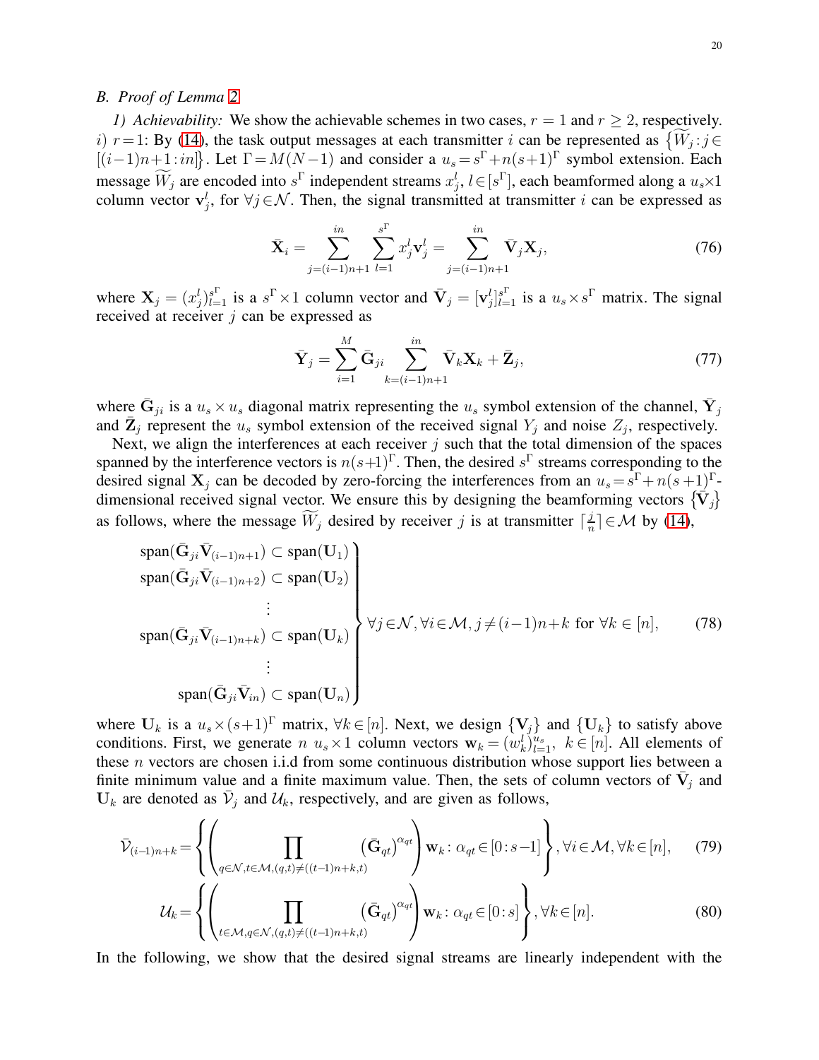### B. Proof of Lemma 2

*1) Achievability:* We show the achievable schemes in two cases, $r=1$ and $r\geq 2$, respectively. $i)$ $r=1$: By (14), the task output messages at each transmitter $i$ can be represented as $\{\widetilde{W}_j : j\in[(i-1)n+1:in]\}$. Let $\Gamma = M(N-1)$ and consider a $u_s = s^\Gamma + n(s+1)^\Gamma$ symbol extension. Each message $\widetilde{W}_j$ are encoded into $s^\Gamma$ independent streams $x_j^l$, $l\in[s^\Gamma]$, each beamformed along a $u_s\times 1$ column vector $\mathbf{v}_j^l$, for $\forall j\in\mathcal{N}$. Then, the signal transmitted at transmitter $i$ can be expressed as

$$\bar{\mathbf{X}}_i = \sum_{j=(i-1)n+1}^{in}\sum_{l=1}^{s^\Gamma} x_j^l \mathbf{v}_j^l = \sum_{j=(i-1)n+1}^{in} \bar{\mathbf{V}}_j \mathbf{X}_j, \tag{76}$$

where $\mathbf{X}_j = (x_j^l)_{l=1}^{s^\Gamma}$ is a $s^\Gamma \times 1$ column vector and $\bar{\mathbf{V}}_j = [\mathbf{v}_j^l]_{l=1}^{s^\Gamma}$ is a $u_s \times s^\Gamma$ matrix. The signal received at receiver $j$ can be expressed as

$$\bar{\mathbf{Y}}_j = \sum_{i=1}^{M} \bar{\mathbf{G}}_{ji} \sum_{k=(i-1)n+1}^{in} \bar{\mathbf{V}}_k \mathbf{X}_k + \bar{\mathbf{Z}}_j, \tag{77}$$

where $\bar{\mathbf{G}}_{ji}$ is a $u_s\times u_s$ diagonal matrix representing the $u_s$ symbol extension of the channel, $\bar{\mathbf{Y}}_j$ and $\bar{\mathbf{Z}}_j$ represent the $u_s$ symbol extension of the received signal $Y_j$ and noise $Z_j$, respectively.

Next, we align the interferences at each receiver $j$ such that the total dimension of the spaces spanned by the interference vectors is $n(s+1)^\Gamma$. Then, the desired $s^\Gamma$ streams corresponding to the desired signal $\mathbf{X}_j$ can be decoded by zero-forcing the interferences from an $u_s = s^\Gamma + n(s+1)^\Gamma$-dimensional received signal vector. We ensure this by designing the beamforming vectors $\{\bar{\mathbf{V}}_j\}$ as follows, where the message $\widetilde{W}_j$ desired by receiver $j$ is at transmitter $\lceil \frac{j}{n}\rceil \in\mathcal{M}$ by (14),

$$\left.\begin{aligned}
\operatorname{span}(\bar{\mathbf{G}}_{ji}\bar{\mathbf{V}}_{(i-1)n+1}) &\subset \operatorname{span}(\mathbf{U}_1)\\
\operatorname{span}(\bar{\mathbf{G}}_{ji}\bar{\mathbf{V}}_{(i-1)n+2}) &\subset \operatorname{span}(\mathbf{U}_2)\\
&\vdots\\
\operatorname{span}(\bar{\mathbf{G}}_{ji}\bar{\mathbf{V}}_{(i-1)n+k}) &\subset \operatorname{span}(\mathbf{U}_k)\\
&\vdots\\
\operatorname{span}(\bar{\mathbf{G}}_{ji}\bar{\mathbf{V}}_{in}) &\subset \operatorname{span}(\mathbf{U}_n)
\end{aligned}\right\} \forall j\in\mathcal{N}, \forall i\in\mathcal{M}, j\neq (i-1)n+k \text{ for } \forall k\in[n], \tag{78}$$

where $\mathbf{U}_k$ is a $u_s\times(s+1)^\Gamma$ matrix, $\forall k\in[n]$. Next, we design $\{\mathbf{V}_j\}$ and $\{\mathbf{U}_k\}$ to satisfy above conditions. First, we generate $n$ $u_s\times 1$ column vectors $\mathbf{w}_k = (w_k^l)_{l=1}^{u_s}$, $k\in[n]$. All elements of these $n$ vectors are chosen i.i.d from some continuous distribution whose support lies between a finite minimum value and a finite maximum value. Then, the sets of column vectors of $\bar{\mathbf{V}}_j$ and $\mathbf{U}_k$ are denoted as $\bar{\mathcal{V}}_j$ and $\mathcal{U}_k$, respectively, and are given as follows,

$$\bar{\mathcal{V}}_{(i-1)n+k} = \left\{ \left( \prod_{q\in\mathcal{N}, t\in\mathcal{M}, (q,t)\neq((t-1)n+k,t)} \left(\bar{\mathbf{G}}_{qt}\right)^{\alpha_{qt}} \right)\mathbf{w}_k : \alpha_{qt}\in[0:s-1] \right\}, \forall i\in\mathcal{M}, \forall k\in[n], \tag{79}$$

$$\mathcal{U}_k = \left\{ \left( \prod_{t\in\mathcal{M}, q\in\mathcal{N}, (q,t)\neq((t-1)n+k,t)} \left(\bar{\mathbf{G}}_{qt}\right)^{\alpha_{qt}} \right)\mathbf{w}_k : \alpha_{qt}\in[0:s] \right\}, \forall k\in[n]. \tag{80}$$

In the following, we show that the desired signal streams are linearly independent with the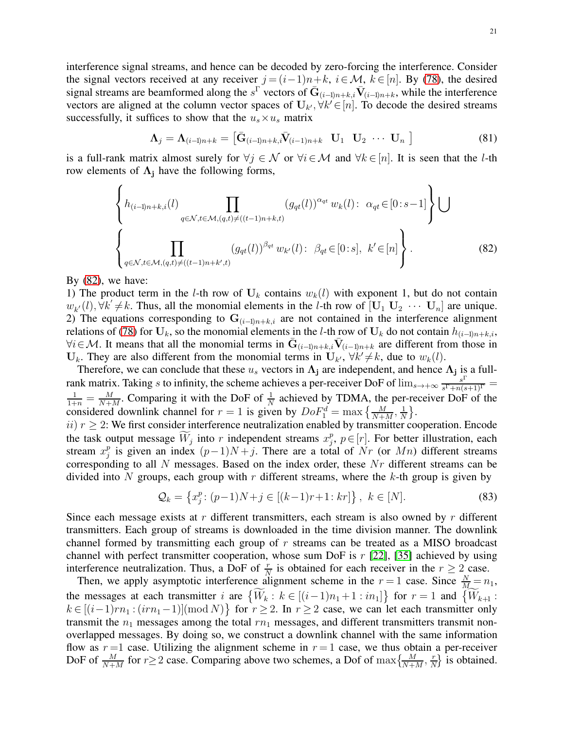interference signal streams, and hence can be decoded by zero-forcing the interference. Consider the signal vectors received at any receiver $j=(i-1)n+k$, $i\in\mathcal{M}$, $k\in[n]$. By (78), the desired signal streams are beamformed along the $s^{\Gamma}$ vectors of $\bar{\mathbf{G}}_{(i-1)n+k,i}\bar{\mathbf{V}}_{(i-1)n+k}$, while the interference vectors are aligned at the column vector spaces of $\mathbf{U}_{k'},\forall k'\in[n]$. To decode the desired streams successfully, it suffices to show that the $u_s\times u_s$ matrix

$$\mathbf{\Lambda}_j=\mathbf{\Lambda}_{(i-1)n+k}=\begin{bmatrix}\bar{\mathbf{G}}_{(i-1)n+k,i}\bar{\mathbf{V}}_{(i-1)n+k} & \mathbf{U}_1 & \mathbf{U}_2 & \cdots & \mathbf{U}_n\end{bmatrix} \tag{81}$$

is a full-rank matrix almost surely for $\forall j\in\mathcal{N}$ or $\forall i\in\mathcal{M}$ and $\forall k\in[n]$. It is seen that the $l$-th row elements of $\mathbf{\Lambda_j}$ have the following forms,

$$\left\{h_{(i-1)n+k,i}(l)\prod_{q\in\mathcal{N},t\in\mathcal{M},(q,t)\neq((t-1)n+k,t)}(g_{qt}(l))^{\alpha_{qt}}\,w_k(l)\colon\ \alpha_{qt}\in[0\colon s-1]\right\}\bigcup$$
$$\left\{\prod_{q\in\mathcal{N},t\in\mathcal{M},(q,t)\neq((t-1)n+k',t)}(g_{qt}(l))^{\beta_{qt}}\,w_{k'}(l)\colon\ \beta_{qt}\in[0\colon s],\ k'\in[n]\right\}. \tag{82}$$

By (82), we have:
1) The product term in the $l$-th row of $\mathbf{U}_k$ contains $w_k(l)$ with exponent 1, but do not contain $w_{k'}(l),\forall k'\neq k$. Thus, all the monomial elements in the $l$-th row of $[\mathbf{U}_1\ \mathbf{U}_2\ \cdots\ \mathbf{U}_n]$ are unique.
2) The equations corresponding to $\mathbf{G}_{(i-1)n+k,i}$ are not contained in the interference alignment relations of (78) for $\mathbf{U}_k$, so the monomial elements in the $l$-th row of $\mathbf{U}_k$ do not contain $h_{(i-1)n+k,i}$, $\forall i\in\mathcal{M}$. It means that all the monomial terms in $\bar{\mathbf{G}}_{(i-1)n+k,i}\bar{\mathbf{V}}_{(i-1)n+k}$ are different from those in $\mathbf{U}_k$. They are also different from the monomial terms in $\mathbf{U}_{k'}$, $\forall k'\neq k$, due to $w_k(l)$.

Therefore, we can conclude that these $u_s$ vectors in $\mathbf{\Lambda_j}$ are independent, and hence $\mathbf{\Lambda_j}$ is a full-rank matrix. Taking $s$ to infinity, the scheme achieves a per-receiver DoF of $\lim_{s\to+\infty}\frac{s^{\Gamma}}{s^{\Gamma}+n(s+1)^{\Gamma}}=\frac{1}{1+n}=\frac{M}{N+M}$. Comparing it with the DoF of $\frac{1}{N}$ achieved by TDMA, the per-receiver DoF of the considered downlink channel for $r=1$ is given by $DoF_1^d=\max\left\{\frac{M}{N+M},\frac{1}{N}\right\}$.
$ii)$ $r\geq 2$: We first consider interference neutralization enabled by transmitter cooperation. Encode the task output message $\widetilde{W}_j$ into $r$ independent streams $x_j^p$, $p\in[r]$. For better illustration, each stream $x_j^p$ is given an index $(p-1)N+j$. There are a total of $Nr$ (or $Mn$) different streams corresponding to all $N$ messages. Based on the index order, these $Nr$ different streams can be divided into $N$ groups, each group with $r$ different streams, where the $k$-th group is given by

$$\mathcal{Q}_k=\left\{x_j^p\colon(p-1)N+j\in[(k-1)r+1\colon kr]\right\},\ k\in[N]. \tag{83}$$

Since each message exists at $r$ different transmitters, each stream is also owned by $r$ different transmitters. Each group of streams is downloaded in the time division manner. The downlink channel formed by transmitting each group of $r$ streams can be treated as a MISO broadcast channel with perfect transmitter cooperation, whose sum DoF is $r$ [22], [35] achieved by using interference neutralization. Thus, a DoF of $\frac{r}{N}$ is obtained for each receiver in the $r\geq 2$ case.

Then, we apply asymptotic interference alignment scheme in the $r=1$ case. Since $\frac{N}{M}=n_1$, the messages at each transmitter $i$ are $\left\{\widetilde{W}_k\colon k\in[(i-1)n_1+1\colon in_1]\right\}$ for $r=1$ and $\left\{\widetilde{W}_{k+1}\colon k\in[(i-1)rn_1\colon(irn_1-1)](\bmod N)\right\}$ for $r\geq 2$. In $r\geq 2$ case, we can let each transmitter only transmit the $n_1$ messages among the total $rn_1$ messages, and different transmitters transmit non-overlapped messages. By doing so, we construct a downlink channel with the same information flow as $r=1$ case. Utilizing the alignment scheme in $r=1$ case, we thus obtain a per-receiver DoF of $\frac{M}{N+M}$ for $r\geq 2$ case. Comparing above two schemes, a Dof of $\max\left\{\frac{M}{N+M},\frac{r}{N}\right\}$ is obtained.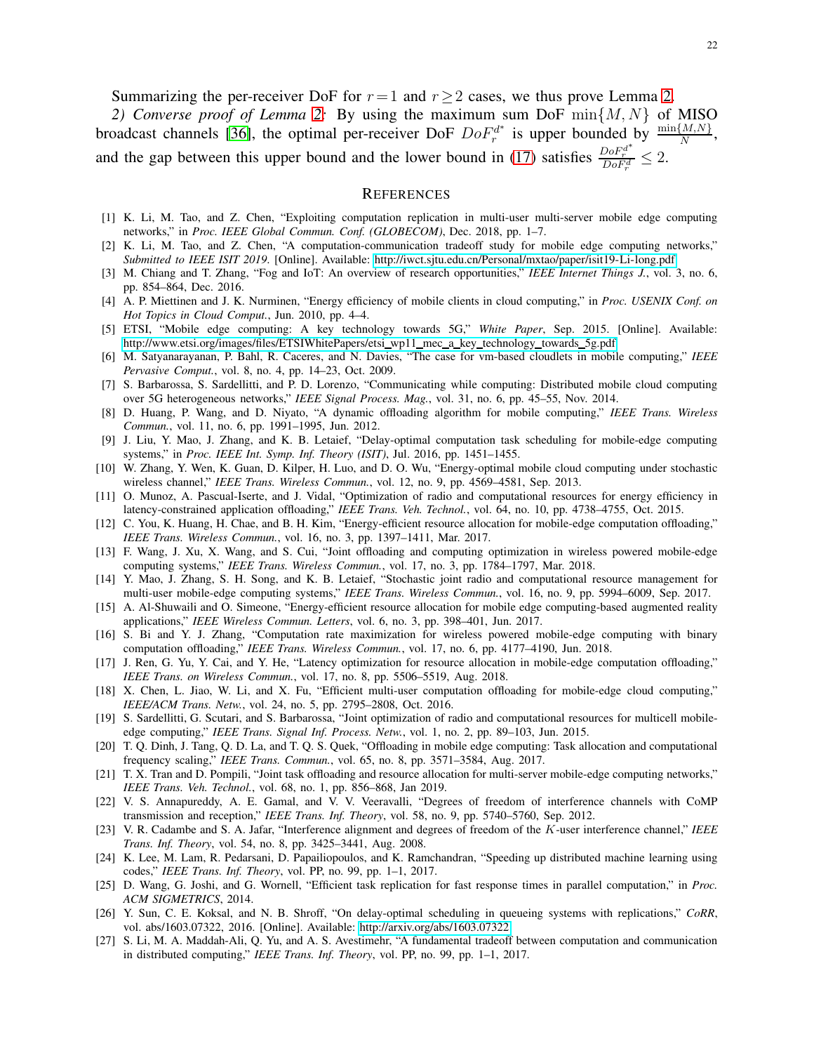Summarizing the per-receiver DoF for $r=1$ and $r\geq 2$ cases, we thus prove Lemma 2.

*2) Converse proof of Lemma 2:* By using the maximum sum DoF $\min\{M,N\}$ of MISO broadcast channels [36], the optimal per-receiver DoF $DoF_r^{d^*}$ is upper bounded by $\frac{\min\{M,N\}}{N}$, and the gap between this upper bound and the lower bound in (17) satisfies $\frac{DoF_r^{d^*}}{DoF_r^{d}} \leq 2$.

## REFERENCES

[1] K. Li, M. Tao, and Z. Chen, "Exploiting computation replication in multi-user multi-server mobile edge computing networks," in *Proc. IEEE Global Commun. Conf. (GLOBECOM)*, Dec. 2018, pp. 1–7.

[2] K. Li, M. Tao, and Z. Chen, "A computation-communication tradeoff study for mobile edge computing networks," *Submitted to IEEE ISIT 2019*. [Online]. Available: http://iwct.sjtu.edu.cn/Personal/mxtao/paper/isit19-Li-long.pdf

[3] M. Chiang and T. Zhang, "Fog and IoT: An overview of research opportunities," *IEEE Internet Things J.*, vol. 3, no. 6, pp. 854–864, Dec. 2016.

[4] A. P. Miettinen and J. K. Nurminen, "Energy efficiency of mobile clients in cloud computing," in *Proc. USENIX Conf. on Hot Topics in Cloud Comput.*, Jun. 2010, pp. 4–4.

[5] ETSI, "Mobile edge computing: A key technology towards 5G," *White Paper*, Sep. 2015. [Online]. Available: http://www.etsi.org/images/files/ETSIWhitePapers/etsi_wp11_mec_a_key_technology_towards_5g.pdf

[6] M. Satyanarayanan, P. Bahl, R. Caceres, and N. Davies, "The case for vm-based cloudlets in mobile computing," *IEEE Pervasive Comput.*, vol. 8, no. 4, pp. 14–23, Oct. 2009.

[7] S. Barbarossa, S. Sardellitti, and P. D. Lorenzo, "Communicating while computing: Distributed mobile cloud computing over 5G heterogeneous networks," *IEEE Signal Process. Mag.*, vol. 31, no. 6, pp. 45–55, Nov. 2014.

[8] D. Huang, P. Wang, and D. Niyato, "A dynamic offloading algorithm for mobile computing," *IEEE Trans. Wireless Commun.*, vol. 11, no. 6, pp. 1991–1995, Jun. 2012.

[9] J. Liu, Y. Mao, J. Zhang, and K. B. Letaief, "Delay-optimal computation task scheduling for mobile-edge computing systems," in *Proc. IEEE Int. Symp. Inf. Theory (ISIT)*, Jul. 2016, pp. 1451–1455.

[10] W. Zhang, Y. Wen, K. Guan, D. Kilper, H. Luo, and D. O. Wu, "Energy-optimal mobile cloud computing under stochastic wireless channel," *IEEE Trans. Wireless Commun.*, vol. 12, no. 9, pp. 4569–4581, Sep. 2013.

[11] O. Munoz, A. Pascual-Iserte, and J. Vidal, "Optimization of radio and computational resources for energy efficiency in latency-constrained application offloading," *IEEE Trans. Veh. Technol.*, vol. 64, no. 10, pp. 4738–4755, Oct. 2015.

[12] C. You, K. Huang, H. Chae, and B. H. Kim, "Energy-efficient resource allocation for mobile-edge computation offloading," *IEEE Trans. Wireless Commun.*, vol. 16, no. 3, pp. 1397–1411, Mar. 2017.

[13] F. Wang, J. Xu, X. Wang, and S. Cui, "Joint offloading and computing optimization in wireless powered mobile-edge computing systems," *IEEE Trans. Wireless Commun.*, vol. 17, no. 3, pp. 1784–1797, Mar. 2018.

[14] Y. Mao, J. Zhang, S. H. Song, and K. B. Letaief, "Stochastic joint radio and computational resource management for multi-user mobile-edge computing systems," *IEEE Trans. Wireless Commun.*, vol. 16, no. 9, pp. 5994–6009, Sep. 2017.

[15] A. Al-Shuwaili and O. Simeone, "Energy-efficient resource allocation for mobile edge computing-based augmented reality applications," *IEEE Wireless Commun. Letters*, vol. 6, no. 3, pp. 398–401, Jun. 2017.

[16] S. Bi and Y. J. Zhang, "Computation rate maximization for wireless powered mobile-edge computing with binary computation offloading," *IEEE Trans. Wireless Commun.*, vol. 17, no. 6, pp. 4177–4190, Jun. 2018.

[17] J. Ren, G. Yu, Y. Cai, and Y. He, "Latency optimization for resource allocation in mobile-edge computation offloading," *IEEE Trans. on Wireless Commun.*, vol. 17, no. 8, pp. 5506–5519, Aug. 2018.

[18] X. Chen, L. Jiao, W. Li, and X. Fu, "Efficient multi-user computation offloading for mobile-edge cloud computing," *IEEE/ACM Trans. Netw.*, vol. 24, no. 5, pp. 2795–2808, Oct. 2016.

[19] S. Sardellitti, G. Scutari, and S. Barbarossa, "Joint optimization of radio and computational resources for multicell mobile-edge computing," *IEEE Trans. Signal Inf. Process. Netw.*, vol. 1, no. 2, pp. 89–103, Jun. 2015.

[20] T. Q. Dinh, J. Tang, Q. D. La, and T. Q. S. Quek, "Offloading in mobile edge computing: Task allocation and computational frequency scaling," *IEEE Trans. Commun.*, vol. 65, no. 8, pp. 3571–3584, Aug. 2017.

[21] T. X. Tran and D. Pompili, "Joint task offloading and resource allocation for multi-server mobile-edge computing networks," *IEEE Trans. Veh. Technol.*, vol. 68, no. 1, pp. 856–868, Jan 2019.

[22] V. S. Annapureddy, A. E. Gamal, and V. V. Veeravalli, "Degrees of freedom of interference channels with CoMP transmission and reception," *IEEE Trans. Inf. Theory*, vol. 58, no. 9, pp. 5740–5760, Sep. 2012.

[23] V. R. Cadambe and S. A. Jafar, "Interference alignment and degrees of freedom of the $K$-user interference channel," *IEEE Trans. Inf. Theory*, vol. 54, no. 8, pp. 3425–3441, Aug. 2008.

[24] K. Lee, M. Lam, R. Pedarsani, D. Papailiopoulos, and K. Ramchandran, "Speeding up distributed machine learning using codes," *IEEE Trans. Inf. Theory*, vol. PP, no. 99, pp. 1–1, 2017.

[25] D. Wang, G. Joshi, and G. Wornell, "Efficient task replication for fast response times in parallel computation," in *Proc. ACM SIGMETRICS*, 2014.

[26] Y. Sun, C. E. Koksal, and N. B. Shroff, "On delay-optimal scheduling in queueing systems with replications," *CoRR*, vol. abs/1603.07322, 2016. [Online]. Available: http://arxiv.org/abs/1603.07322

[27] S. Li, M. A. Maddah-Ali, Q. Yu, and A. S. Avestimehr, "A fundamental tradeoff between computation and communication in distributed computing," *IEEE Trans. Inf. Theory*, vol. PP, no. 99, pp. 1–1, 2017.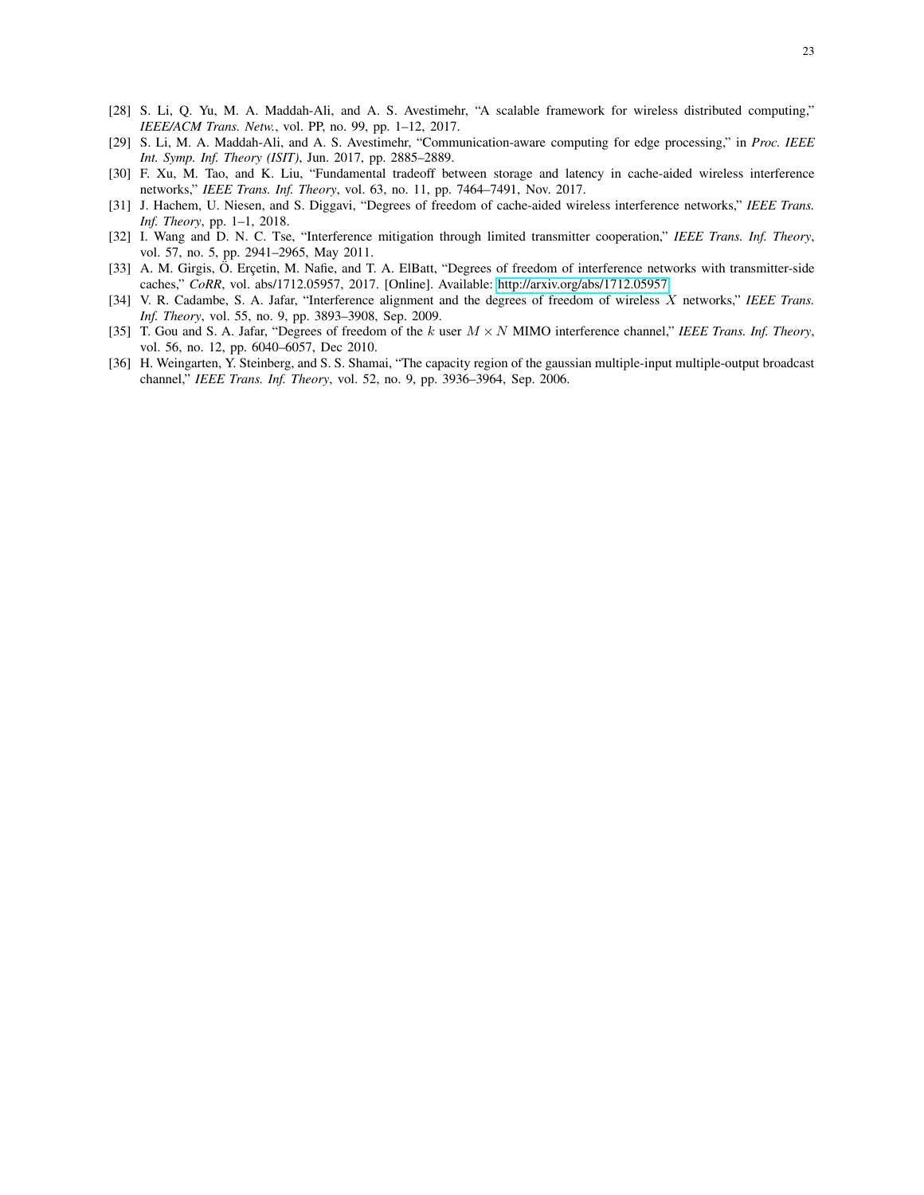[28] S. Li, Q. Yu, M. A. Maddah-Ali, and A. S. Avestimehr, "A scalable framework for wireless distributed computing," *IEEE/ACM Trans. Netw.*, vol. PP, no. 99, pp. 1–12, 2017.

[29] S. Li, M. A. Maddah-Ali, and A. S. Avestimehr, "Communication-aware computing for edge processing," in *Proc. IEEE Int. Symp. Inf. Theory (ISIT)*, Jun. 2017, pp. 2885–2889.

[30] F. Xu, M. Tao, and K. Liu, "Fundamental tradeoff between storage and latency in cache-aided wireless interference networks," *IEEE Trans. Inf. Theory*, vol. 63, no. 11, pp. 7464–7491, Nov. 2017.

[31] J. Hachem, U. Niesen, and S. Diggavi, "Degrees of freedom of cache-aided wireless interference networks," *IEEE Trans. Inf. Theory*, pp. 1–1, 2018.

[32] I. Wang and D. N. C. Tse, "Interference mitigation through limited transmitter cooperation," *IEEE Trans. Inf. Theory*, vol. 57, no. 5, pp. 2941–2965, May 2011.

[33] A. M. Girgis, Ö. Erçetin, M. Nafie, and T. A. ElBatt, "Degrees of freedom of interference networks with transmitter-side caches," *CoRR*, vol. abs/1712.05957, 2017. [Online]. Available: http://arxiv.org/abs/1712.05957

[34] V. R. Cadambe, S. A. Jafar, "Interference alignment and the degrees of freedom of wireless $X$ networks," *IEEE Trans. Inf. Theory*, vol. 55, no. 9, pp. 3893–3908, Sep. 2009.

[35] T. Gou and S. A. Jafar, "Degrees of freedom of the $k$ user $M \times N$ MIMO interference channel," *IEEE Trans. Inf. Theory*, vol. 56, no. 12, pp. 6040–6057, Dec 2010.

[36] H. Weingarten, Y. Steinberg, and S. S. Shamai, "The capacity region of the gaussian multiple-input multiple-output broadcast channel," *IEEE Trans. Inf. Theory*, vol. 52, no. 9, pp. 3936–3964, Sep. 2006.